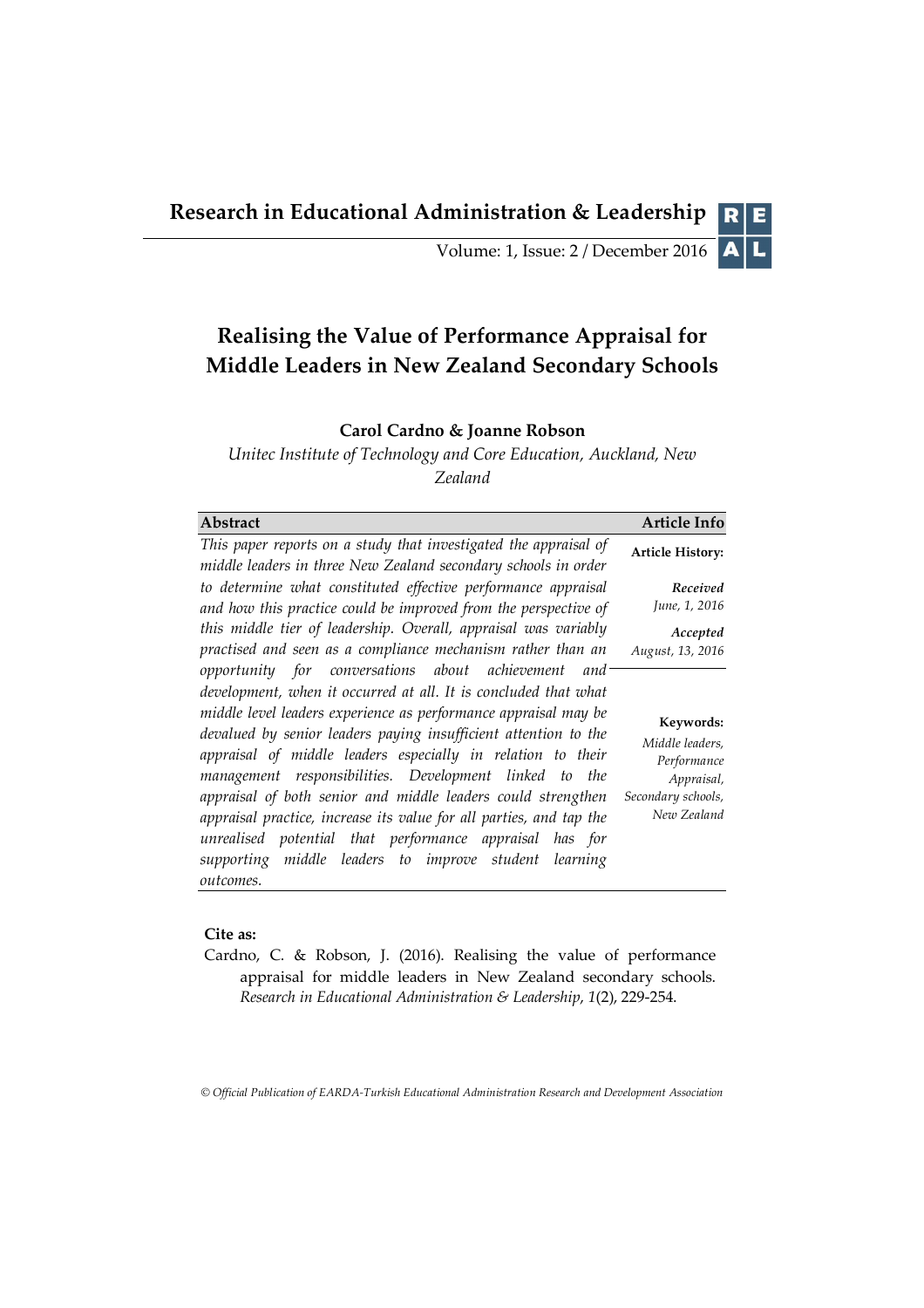# Research in Educational Administration & Leadership

Volume: 1, Issue: 2 / December 2016

## Realising the Value of Performance Appraisal for Middle Leaders in New Zealand Secondary Schools

**Carol Cardno & Joanne Robson**

*Unitec Institute of Technology and Core Education, Auckland, New Zealand*

| Abstract | Article Info |
|---|---|
| *This paper reports on a study that investigated the appraisal of middle leaders in three New Zealand secondary schools in order to determine what constituted effective performance appraisal and how this practice could be improved from the perspective of this middle tier of leadership. Overall, appraisal was variably practised and seen as a compliance mechanism rather than an opportunity for conversations about achievement and development, when it occurred at all. It is concluded that what middle level leaders experience as performance appraisal may be devalued by senior leaders paying insufficient attention to the appraisal of middle leaders especially in relation to their management responsibilities. Development linked to the appraisal of both senior and middle leaders could strengthen appraisal practice, increase its value for all parties, and tap the unrealised potential that performance appraisal has for supporting middle leaders to improve student learning outcomes.* | **Article History:** *Received* *June, 1, 2016* *Accepted* *August, 13, 2016* **Keywords:** *Middle leaders, Performance Appraisal, Secondary schools, New Zealand* |

**Cite as:**

Cardno, C. & Robson, J. (2016). Realising the value of performance appraisal for middle leaders in New Zealand secondary schools. *Research in Educational Administration & Leadership*, *1*(2), 229-254.

*© Official Publication of EARDA-Turkish Educational Administration Research and Development Association*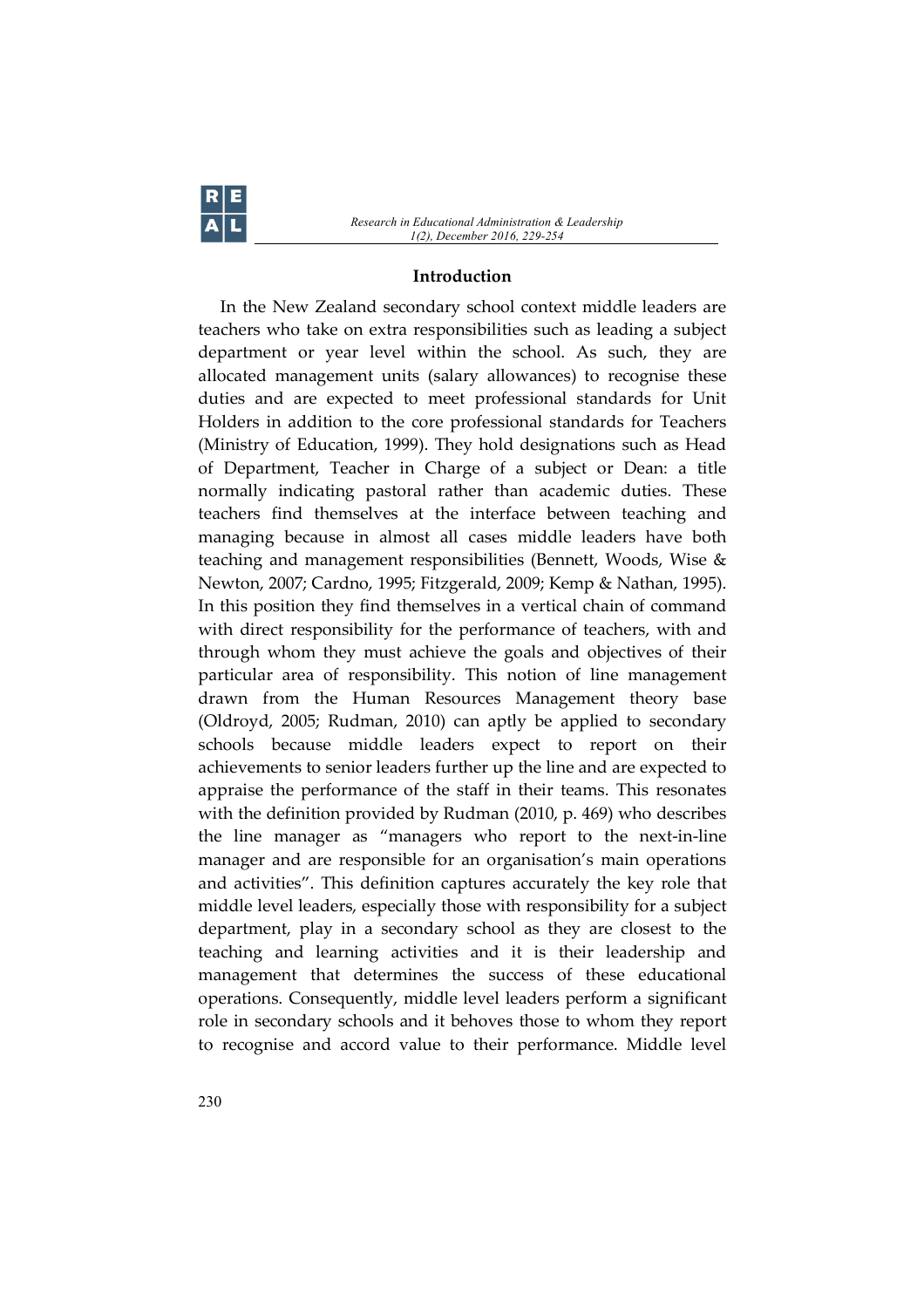## Introduction

In the New Zealand secondary school context middle leaders are teachers who take on extra responsibilities such as leading a subject department or year level within the school. As such, they are allocated management units (salary allowances) to recognise these duties and are expected to meet professional standards for Unit Holders in addition to the core professional standards for Teachers (Ministry of Education, 1999). They hold designations such as Head of Department, Teacher in Charge of a subject or Dean: a title normally indicating pastoral rather than academic duties. These teachers find themselves at the interface between teaching and managing because in almost all cases middle leaders have both teaching and management responsibilities (Bennett, Woods, Wise & Newton, 2007; Cardno, 1995; Fitzgerald, 2009; Kemp & Nathan, 1995). In this position they find themselves in a vertical chain of command with direct responsibility for the performance of teachers, with and through whom they must achieve the goals and objectives of their particular area of responsibility. This notion of line management drawn from the Human Resources Management theory base (Oldroyd, 2005; Rudman, 2010) can aptly be applied to secondary schools because middle leaders expect to report on their achievements to senior leaders further up the line and are expected to appraise the performance of the staff in their teams. This resonates with the definition provided by Rudman (2010, p. 469) who describes the line manager as "managers who report to the next-in-line manager and are responsible for an organisation's main operations and activities". This definition captures accurately the key role that middle level leaders, especially those with responsibility for a subject department, play in a secondary school as they are closest to the teaching and learning activities and it is their leadership and management that determines the success of these educational operations. Consequently, middle level leaders perform a significant role in secondary schools and it behoves those to whom they report to recognise and accord value to their performance. Middle level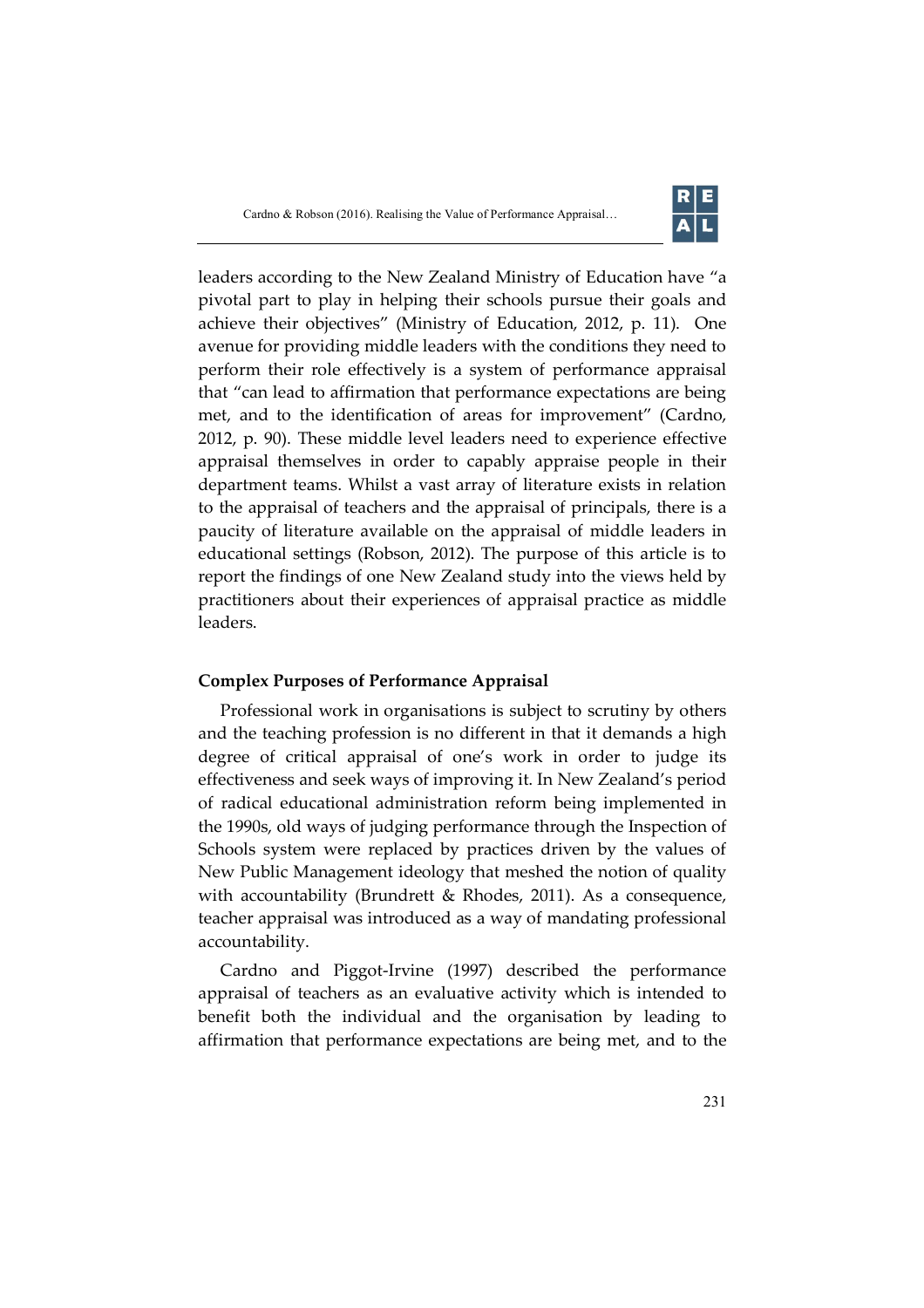leaders according to the New Zealand Ministry of Education have "a pivotal part to play in helping their schools pursue their goals and achieve their objectives" (Ministry of Education, 2012, p. 11). One avenue for providing middle leaders with the conditions they need to perform their role effectively is a system of performance appraisal that "can lead to affirmation that performance expectations are being met, and to the identification of areas for improvement" (Cardno, 2012, p. 90). These middle level leaders need to experience effective appraisal themselves in order to capably appraise people in their department teams. Whilst a vast array of literature exists in relation to the appraisal of teachers and the appraisal of principals, there is a paucity of literature available on the appraisal of middle leaders in educational settings (Robson, 2012). The purpose of this article is to report the findings of one New Zealand study into the views held by practitioners about their experiences of appraisal practice as middle leaders.

## Complex Purposes of Performance Appraisal

Professional work in organisations is subject to scrutiny by others and the teaching profession is no different in that it demands a high degree of critical appraisal of one's work in order to judge its effectiveness and seek ways of improving it. In New Zealand's period of radical educational administration reform being implemented in the 1990s, old ways of judging performance through the Inspection of Schools system were replaced by practices driven by the values of New Public Management ideology that meshed the notion of quality with accountability (Brundrett & Rhodes, 2011). As a consequence, teacher appraisal was introduced as a way of mandating professional accountability.

Cardno and Piggot-Irvine (1997) described the performance appraisal of teachers as an evaluative activity which is intended to benefit both the individual and the organisation by leading to affirmation that performance expectations are being met, and to the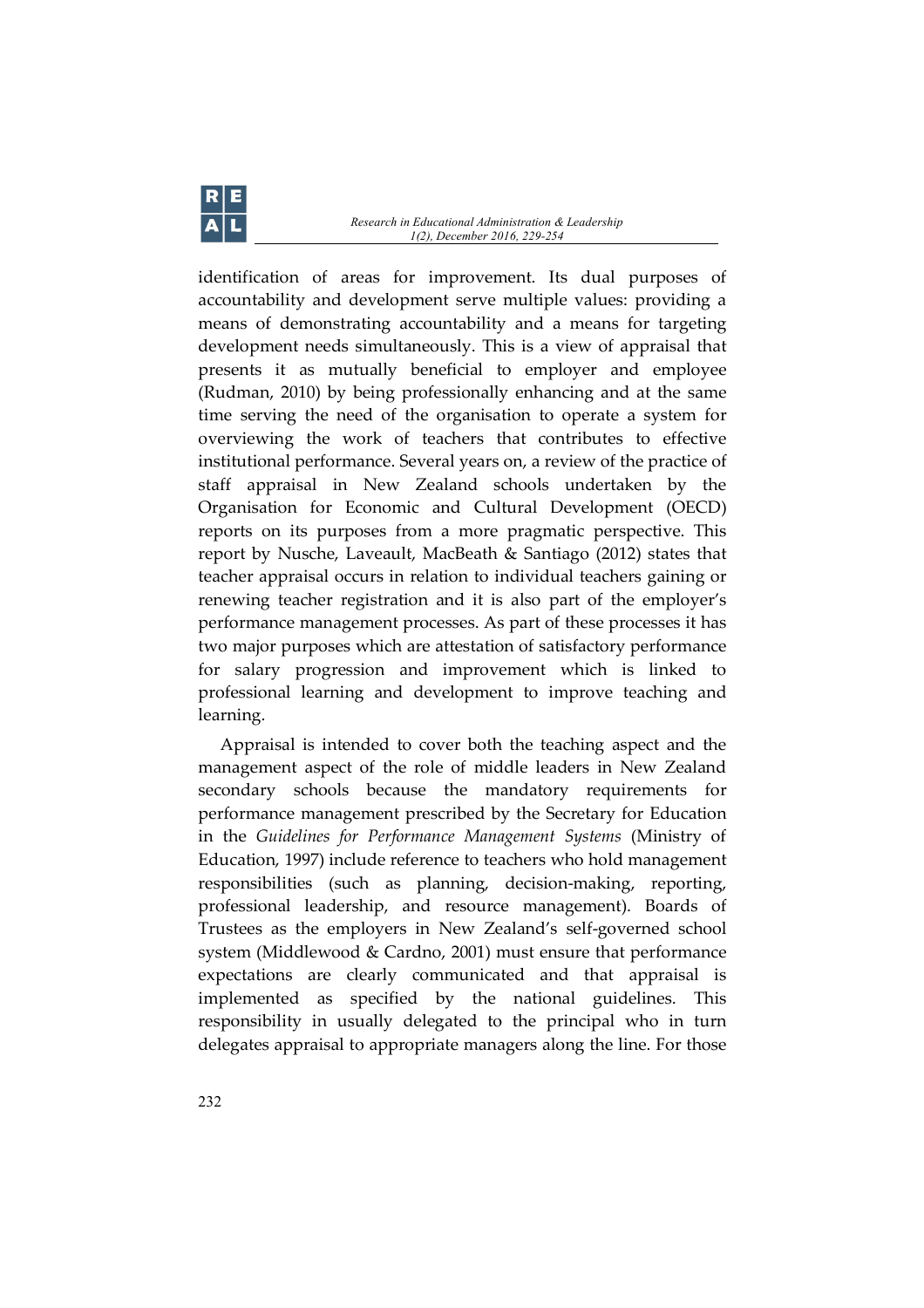identification of areas for improvement. Its dual purposes of accountability and development serve multiple values: providing a means of demonstrating accountability and a means for targeting development needs simultaneously. This is a view of appraisal that presents it as mutually beneficial to employer and employee (Rudman, 2010) by being professionally enhancing and at the same time serving the need of the organisation to operate a system for overviewing the work of teachers that contributes to effective institutional performance. Several years on, a review of the practice of staff appraisal in New Zealand schools undertaken by the Organisation for Economic and Cultural Development (OECD) reports on its purposes from a more pragmatic perspective. This report by Nusche, Laveault, MacBeath & Santiago (2012) states that teacher appraisal occurs in relation to individual teachers gaining or renewing teacher registration and it is also part of the employer's performance management processes. As part of these processes it has two major purposes which are attestation of satisfactory performance for salary progression and improvement which is linked to professional learning and development to improve teaching and learning.

Appraisal is intended to cover both the teaching aspect and the management aspect of the role of middle leaders in New Zealand secondary schools because the mandatory requirements for performance management prescribed by the Secretary for Education in the *Guidelines for Performance Management Systems* (Ministry of Education, 1997) include reference to teachers who hold management responsibilities (such as planning, decision-making, reporting, professional leadership, and resource management). Boards of Trustees as the employers in New Zealand's self-governed school system (Middlewood & Cardno, 2001) must ensure that performance expectations are clearly communicated and that appraisal is implemented as specified by the national guidelines. This responsibility in usually delegated to the principal who in turn delegates appraisal to appropriate managers along the line. For those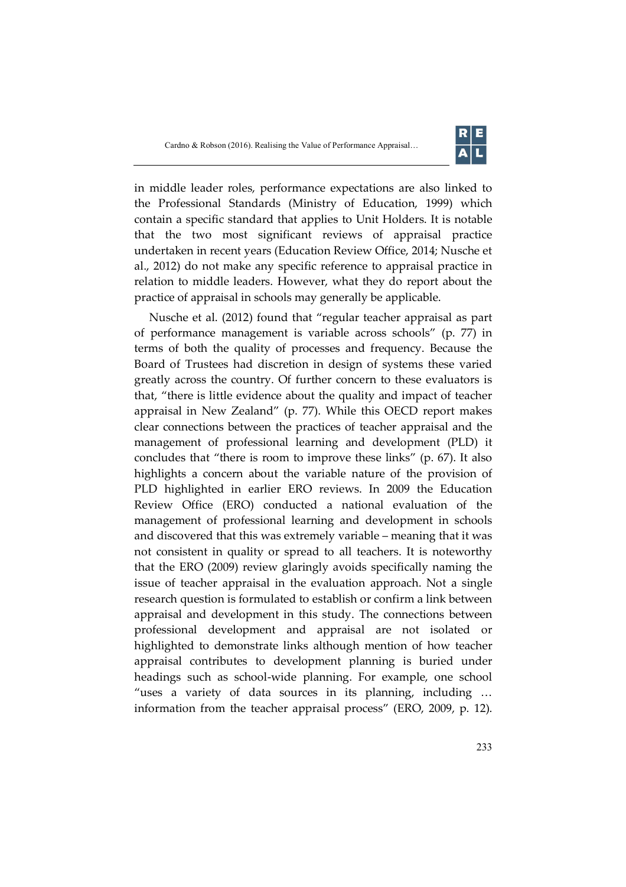in middle leader roles, performance expectations are also linked to the Professional Standards (Ministry of Education, 1999) which contain a specific standard that applies to Unit Holders. It is notable that the two most significant reviews of appraisal practice undertaken in recent years (Education Review Office, 2014; Nusche et al., 2012) do not make any specific reference to appraisal practice in relation to middle leaders. However, what they do report about the practice of appraisal in schools may generally be applicable.

Nusche et al. (2012) found that "regular teacher appraisal as part of performance management is variable across schools" (p. 77) in terms of both the quality of processes and frequency. Because the Board of Trustees had discretion in design of systems these varied greatly across the country. Of further concern to these evaluators is that, "there is little evidence about the quality and impact of teacher appraisal in New Zealand" (p. 77). While this OECD report makes clear connections between the practices of teacher appraisal and the management of professional learning and development (PLD) it concludes that "there is room to improve these links" (p. 67). It also highlights a concern about the variable nature of the provision of PLD highlighted in earlier ERO reviews. In 2009 the Education Review Office (ERO) conducted a national evaluation of the management of professional learning and development in schools and discovered that this was extremely variable – meaning that it was not consistent in quality or spread to all teachers. It is noteworthy that the ERO (2009) review glaringly avoids specifically naming the issue of teacher appraisal in the evaluation approach. Not a single research question is formulated to establish or confirm a link between appraisal and development in this study. The connections between professional development and appraisal are not isolated or highlighted to demonstrate links although mention of how teacher appraisal contributes to development planning is buried under headings such as school-wide planning. For example, one school "uses a variety of data sources in its planning, including … information from the teacher appraisal process" (ERO, 2009, p. 12).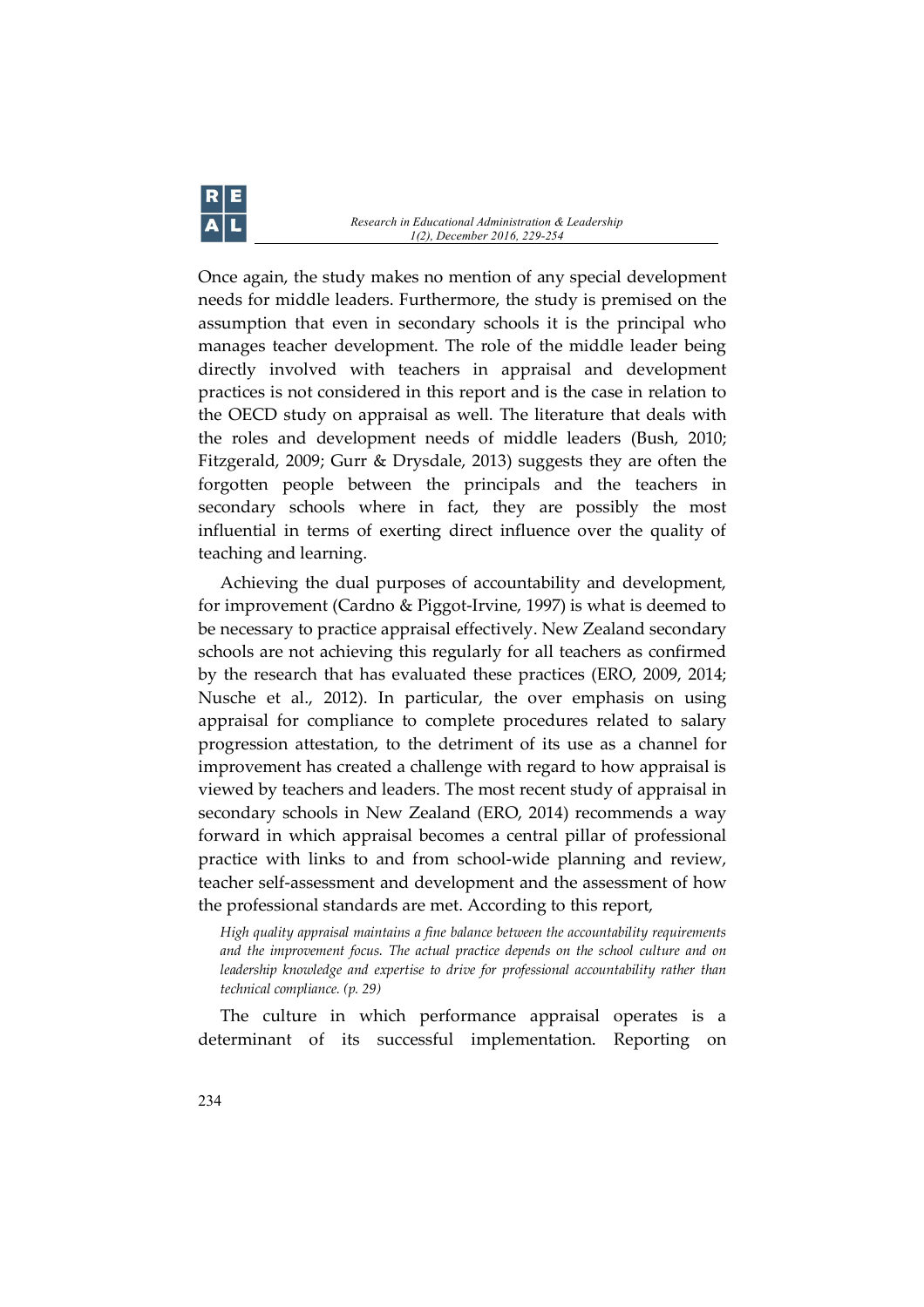Once again, the study makes no mention of any special development needs for middle leaders. Furthermore, the study is premised on the assumption that even in secondary schools it is the principal who manages teacher development. The role of the middle leader being directly involved with teachers in appraisal and development practices is not considered in this report and is the case in relation to the OECD study on appraisal as well. The literature that deals with the roles and development needs of middle leaders (Bush, 2010; Fitzgerald, 2009; Gurr & Drysdale, 2013) suggests they are often the forgotten people between the principals and the teachers in secondary schools where in fact, they are possibly the most influential in terms of exerting direct influence over the quality of teaching and learning.

Achieving the dual purposes of accountability and development, for improvement (Cardno & Piggot-Irvine, 1997) is what is deemed to be necessary to practice appraisal effectively. New Zealand secondary schools are not achieving this regularly for all teachers as confirmed by the research that has evaluated these practices (ERO, 2009, 2014; Nusche et al., 2012). In particular, the over emphasis on using appraisal for compliance to complete procedures related to salary progression attestation, to the detriment of its use as a channel for improvement has created a challenge with regard to how appraisal is viewed by teachers and leaders. The most recent study of appraisal in secondary schools in New Zealand (ERO, 2014) recommends a way forward in which appraisal becomes a central pillar of professional practice with links to and from school-wide planning and review, teacher self-assessment and development and the assessment of how the professional standards are met. According to this report,

> *High quality appraisal maintains a fine balance between the accountability requirements and the improvement focus. The actual practice depends on the school culture and on leadership knowledge and expertise to drive for professional accountability rather than technical compliance. (p. 29)*

The culture in which performance appraisal operates is a determinant of its successful implementation. Reporting on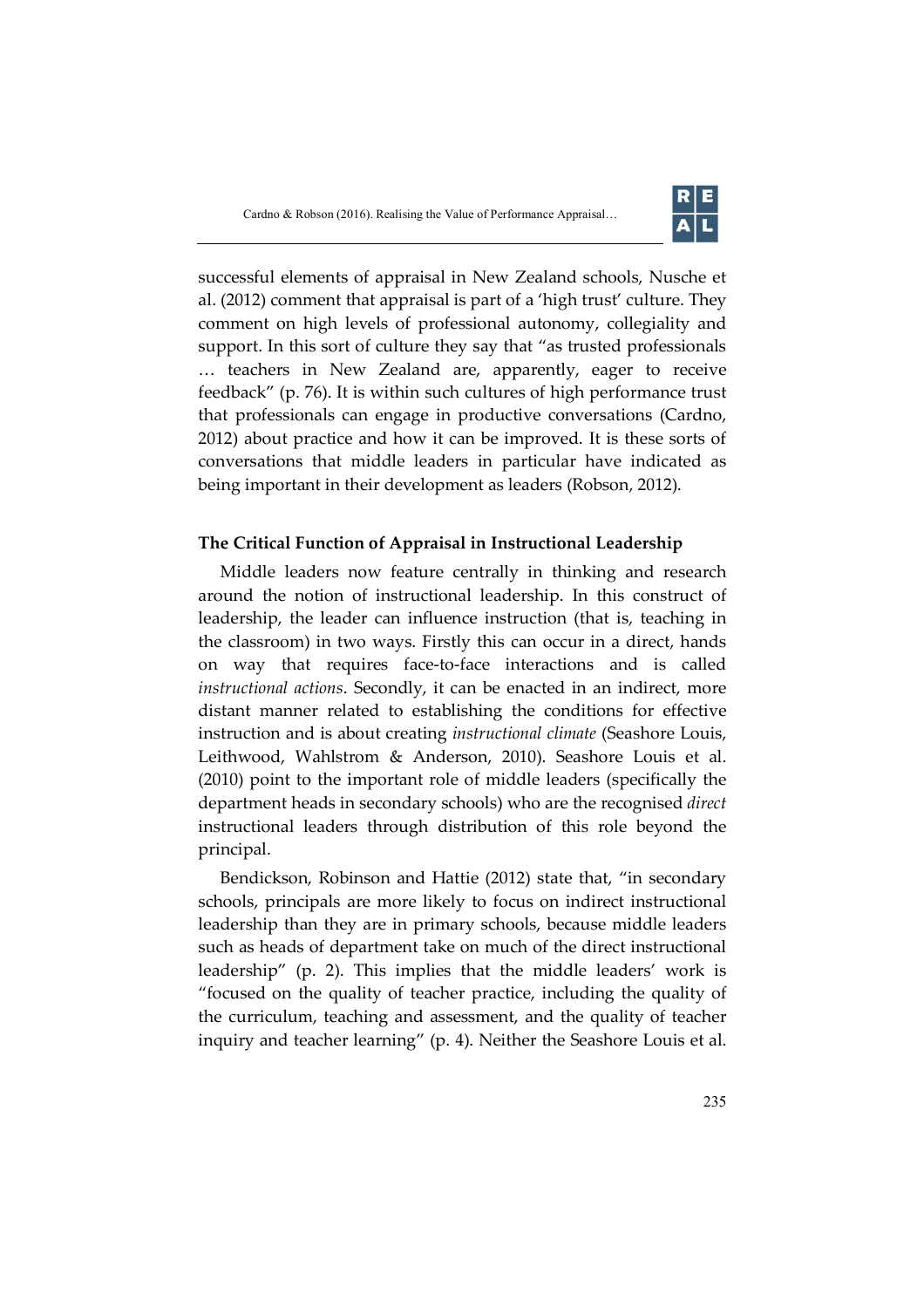successful elements of appraisal in New Zealand schools, Nusche et al. (2012) comment that appraisal is part of a 'high trust' culture. They comment on high levels of professional autonomy, collegiality and support. In this sort of culture they say that "as trusted professionals … teachers in New Zealand are, apparently, eager to receive feedback" (p. 76). It is within such cultures of high performance trust that professionals can engage in productive conversations (Cardno, 2012) about practice and how it can be improved. It is these sorts of conversations that middle leaders in particular have indicated as being important in their development as leaders (Robson, 2012).

### The Critical Function of Appraisal in Instructional Leadership

Middle leaders now feature centrally in thinking and research around the notion of instructional leadership. In this construct of leadership, the leader can influence instruction (that is, teaching in the classroom) in two ways. Firstly this can occur in a direct, hands on way that requires face-to-face interactions and is called *instructional actions*. Secondly, it can be enacted in an indirect, more distant manner related to establishing the conditions for effective instruction and is about creating *instructional climate* (Seashore Louis, Leithwood, Wahlstrom & Anderson, 2010). Seashore Louis et al. (2010) point to the important role of middle leaders (specifically the department heads in secondary schools) who are the recognised *direct* instructional leaders through distribution of this role beyond the principal.

Bendickson, Robinson and Hattie (2012) state that, "in secondary schools, principals are more likely to focus on indirect instructional leadership than they are in primary schools, because middle leaders such as heads of department take on much of the direct instructional leadership" (p. 2). This implies that the middle leaders' work is "focused on the quality of teacher practice, including the quality of the curriculum, teaching and assessment, and the quality of teacher inquiry and teacher learning" (p. 4). Neither the Seashore Louis et al.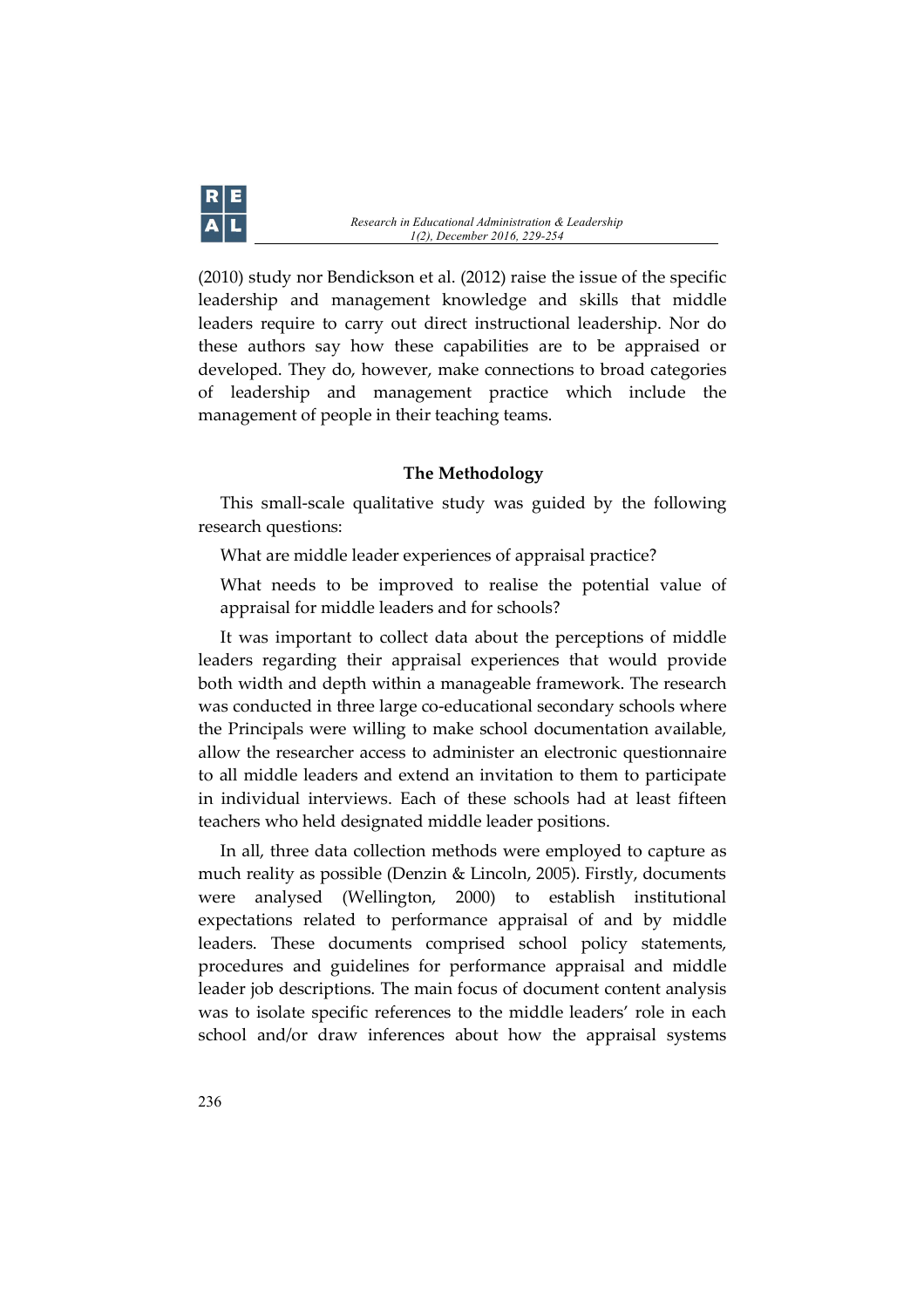(2010) study nor Bendickson et al. (2012) raise the issue of the specific leadership and management knowledge and skills that middle leaders require to carry out direct instructional leadership. Nor do these authors say how these capabilities are to be appraised or developed. They do, however, make connections to broad categories of leadership and management practice which include the management of people in their teaching teams.

## The Methodology

This small-scale qualitative study was guided by the following research questions:

What are middle leader experiences of appraisal practice?

What needs to be improved to realise the potential value of appraisal for middle leaders and for schools?

It was important to collect data about the perceptions of middle leaders regarding their appraisal experiences that would provide both width and depth within a manageable framework. The research was conducted in three large co-educational secondary schools where the Principals were willing to make school documentation available, allow the researcher access to administer an electronic questionnaire to all middle leaders and extend an invitation to them to participate in individual interviews. Each of these schools had at least fifteen teachers who held designated middle leader positions.

In all, three data collection methods were employed to capture as much reality as possible (Denzin & Lincoln, 2005). Firstly, documents were analysed (Wellington, 2000) to establish institutional expectations related to performance appraisal of and by middle leaders. These documents comprised school policy statements, procedures and guidelines for performance appraisal and middle leader job descriptions. The main focus of document content analysis was to isolate specific references to the middle leaders' role in each school and/or draw inferences about how the appraisal systems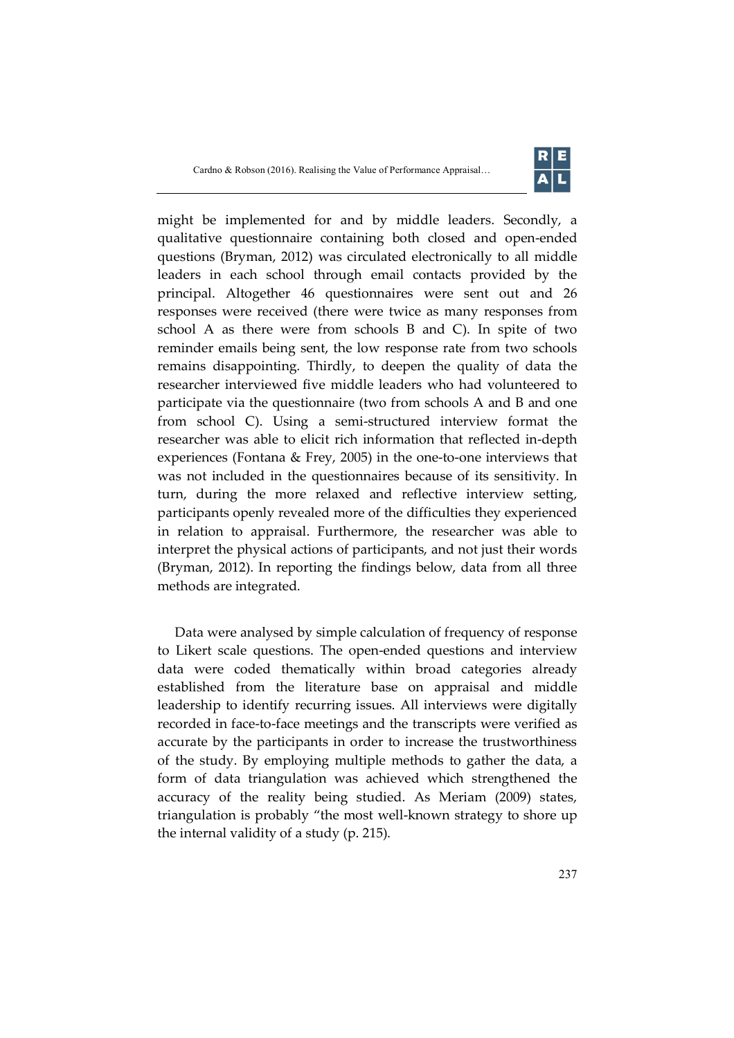might be implemented for and by middle leaders. Secondly, a qualitative questionnaire containing both closed and open-ended questions (Bryman, 2012) was circulated electronically to all middle leaders in each school through email contacts provided by the principal. Altogether 46 questionnaires were sent out and 26 responses were received (there were twice as many responses from school A as there were from schools B and C). In spite of two reminder emails being sent, the low response rate from two schools remains disappointing. Thirdly, to deepen the quality of data the researcher interviewed five middle leaders who had volunteered to participate via the questionnaire (two from schools A and B and one from school C). Using a semi-structured interview format the researcher was able to elicit rich information that reflected in-depth experiences (Fontana & Frey, 2005) in the one-to-one interviews that was not included in the questionnaires because of its sensitivity. In turn, during the more relaxed and reflective interview setting, participants openly revealed more of the difficulties they experienced in relation to appraisal. Furthermore, the researcher was able to interpret the physical actions of participants, and not just their words (Bryman, 2012). In reporting the findings below, data from all three methods are integrated.

Data were analysed by simple calculation of frequency of response to Likert scale questions. The open-ended questions and interview data were coded thematically within broad categories already established from the literature base on appraisal and middle leadership to identify recurring issues. All interviews were digitally recorded in face-to-face meetings and the transcripts were verified as accurate by the participants in order to increase the trustworthiness of the study. By employing multiple methods to gather the data, a form of data triangulation was achieved which strengthened the accuracy of the reality being studied. As Meriam (2009) states, triangulation is probably "the most well-known strategy to shore up the internal validity of a study (p. 215).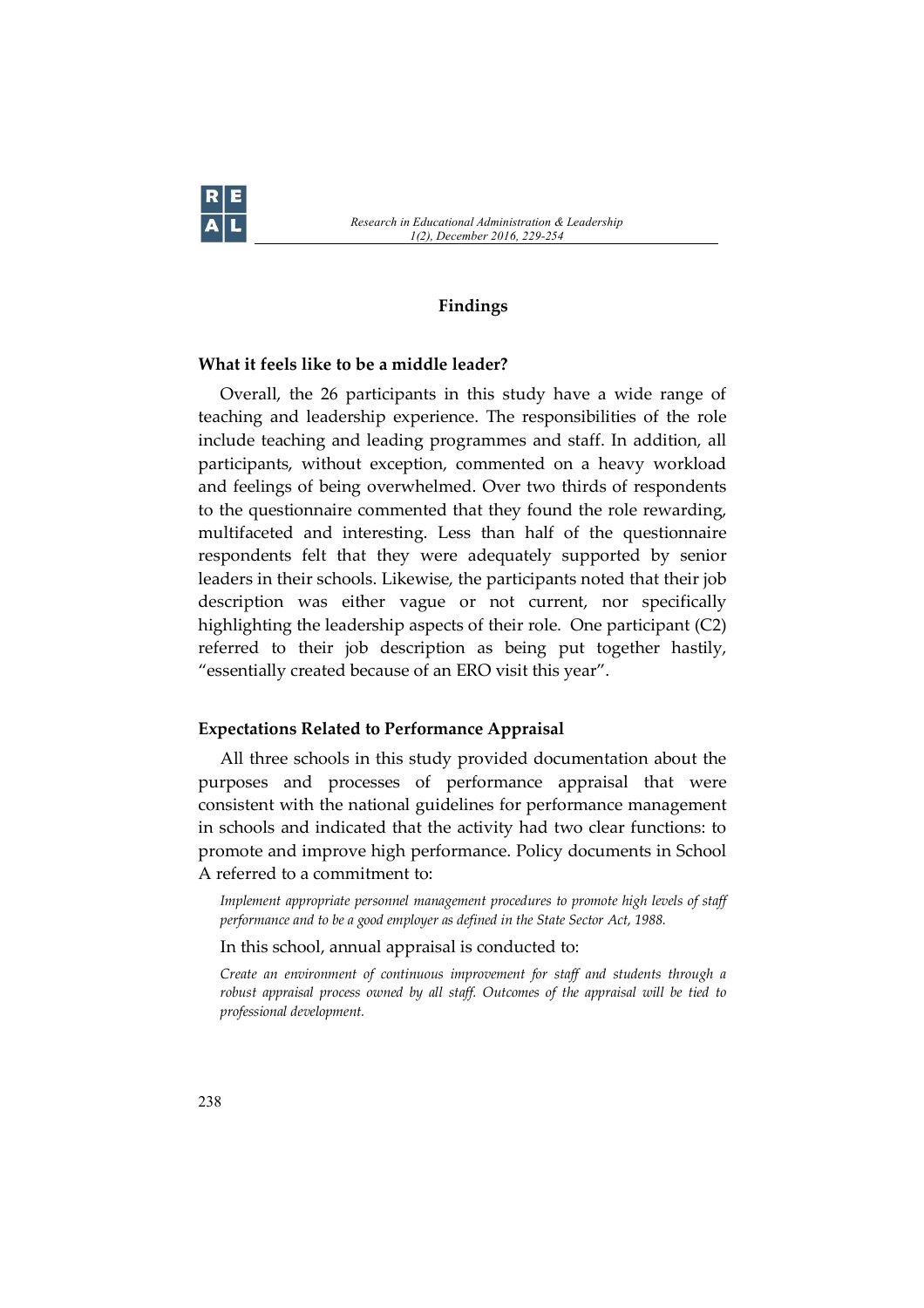## Findings

### What it feels like to be a middle leader?

Overall, the 26 participants in this study have a wide range of teaching and leadership experience. The responsibilities of the role include teaching and leading programmes and staff. In addition, all participants, without exception, commented on a heavy workload and feelings of being overwhelmed. Over two thirds of respondents to the questionnaire commented that they found the role rewarding, multifaceted and interesting. Less than half of the questionnaire respondents felt that they were adequately supported by senior leaders in their schools. Likewise, the participants noted that their job description was either vague or not current, nor specifically highlighting the leadership aspects of their role. One participant (C2) referred to their job description as being put together hastily, "essentially created because of an ERO visit this year".

### Expectations Related to Performance Appraisal

All three schools in this study provided documentation about the purposes and processes of performance appraisal that were consistent with the national guidelines for performance management in schools and indicated that the activity had two clear functions: to promote and improve high performance. Policy documents in School A referred to a commitment to:

> *Implement appropriate personnel management procedures to promote high levels of staff performance and to be a good employer as defined in the State Sector Act, 1988.*

In this school, annual appraisal is conducted to:

> *Create an environment of continuous improvement for staff and students through a robust appraisal process owned by all staff. Outcomes of the appraisal will be tied to professional development.*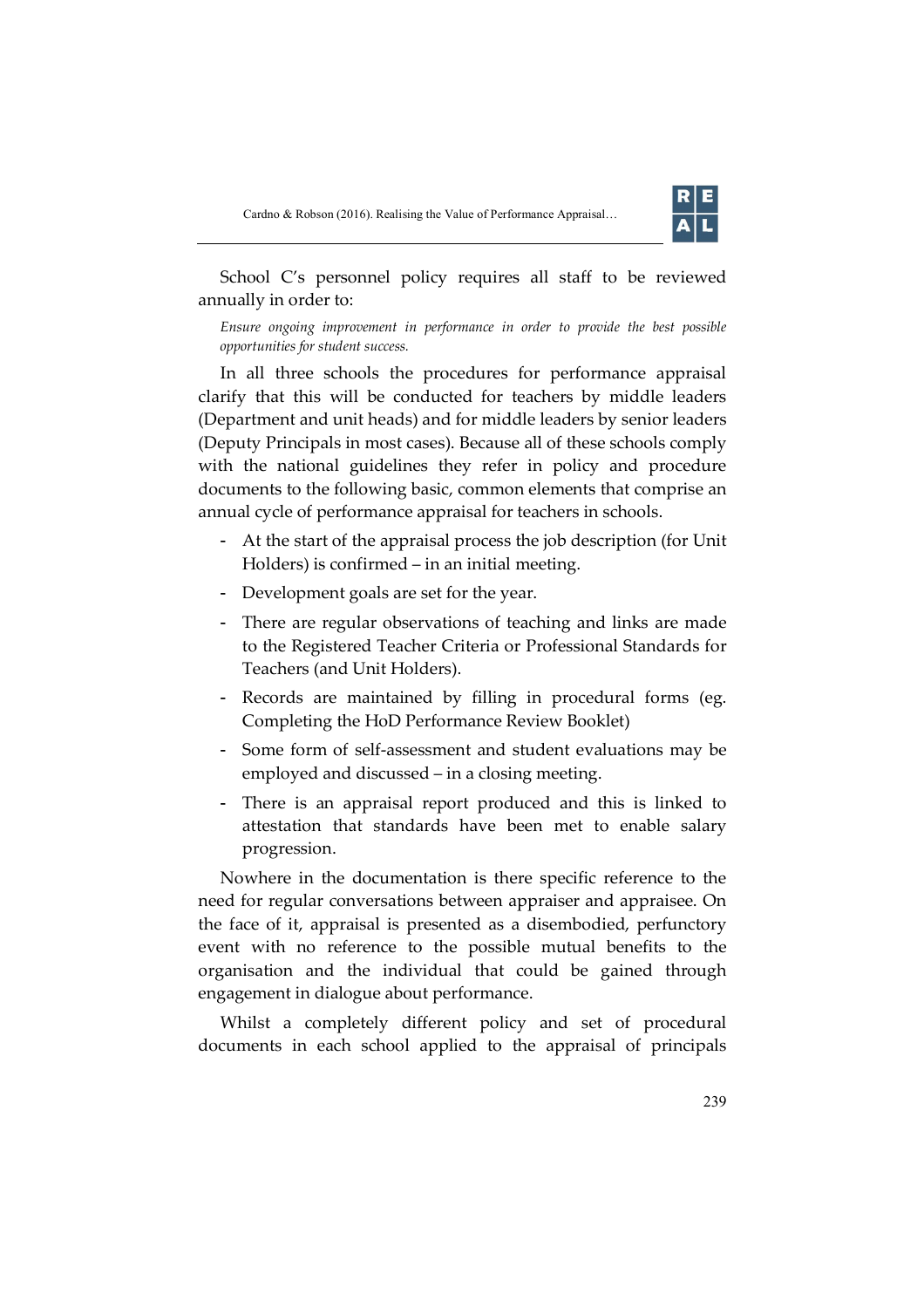School C's personnel policy requires all staff to be reviewed annually in order to:

> *Ensure ongoing improvement in performance in order to provide the best possible opportunities for student success.*

In all three schools the procedures for performance appraisal clarify that this will be conducted for teachers by middle leaders (Department and unit heads) and for middle leaders by senior leaders (Deputy Principals in most cases). Because all of these schools comply with the national guidelines they refer in policy and procedure documents to the following basic, common elements that comprise an annual cycle of performance appraisal for teachers in schools.

- At the start of the appraisal process the job description (for Unit Holders) is confirmed – in an initial meeting.
- Development goals are set for the year.
- There are regular observations of teaching and links are made to the Registered Teacher Criteria or Professional Standards for Teachers (and Unit Holders).
- Records are maintained by filling in procedural forms (eg. Completing the HoD Performance Review Booklet)
- Some form of self-assessment and student evaluations may be employed and discussed – in a closing meeting.
- There is an appraisal report produced and this is linked to attestation that standards have been met to enable salary progression.

Nowhere in the documentation is there specific reference to the need for regular conversations between appraiser and appraisee. On the face of it, appraisal is presented as a disembodied, perfunctory event with no reference to the possible mutual benefits to the organisation and the individual that could be gained through engagement in dialogue about performance.

Whilst a completely different policy and set of procedural documents in each school applied to the appraisal of principals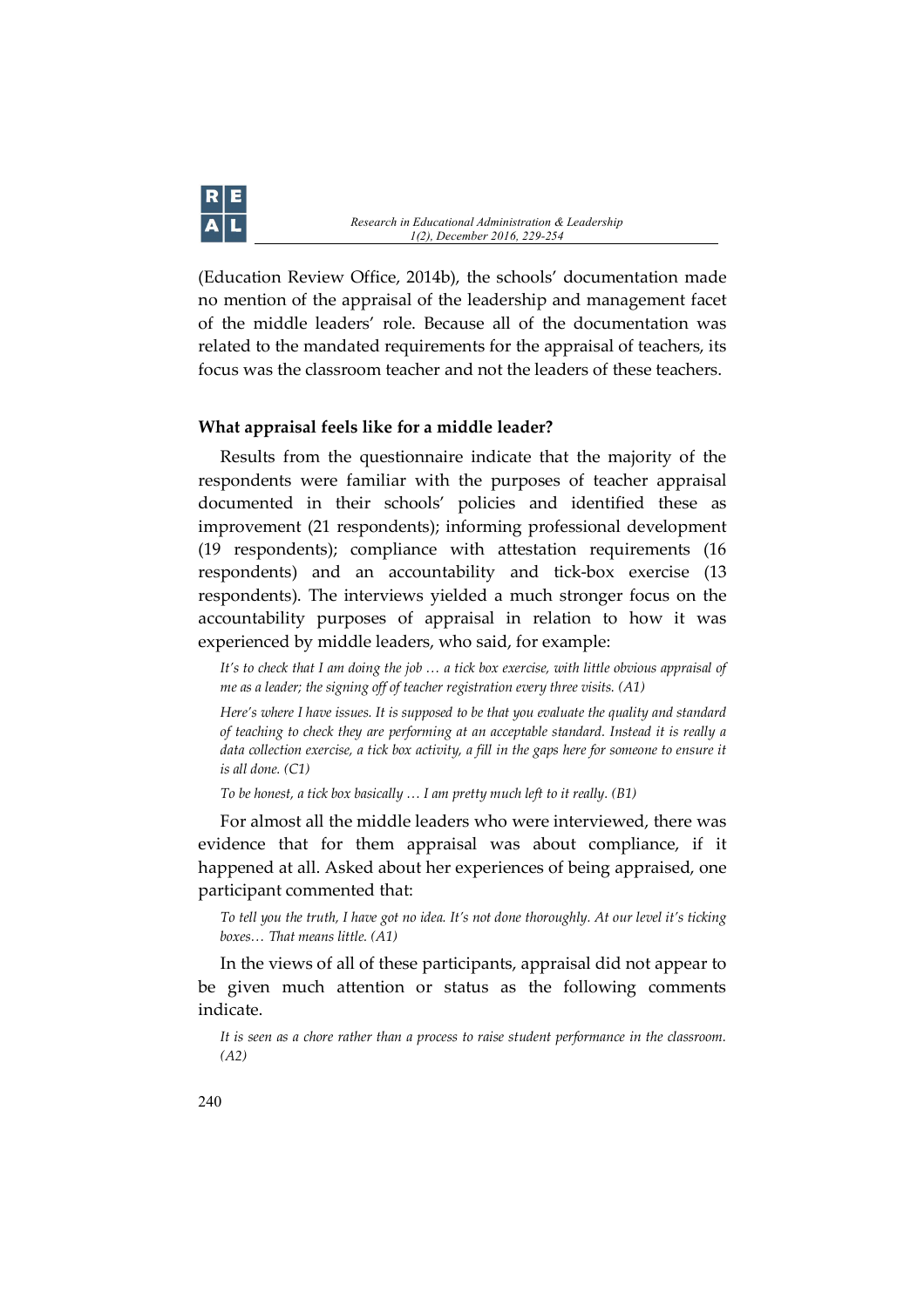(Education Review Office, 2014b), the schools' documentation made no mention of the appraisal of the leadership and management facet of the middle leaders' role. Because all of the documentation was related to the mandated requirements for the appraisal of teachers, its focus was the classroom teacher and not the leaders of these teachers.

### What appraisal feels like for a middle leader?

Results from the questionnaire indicate that the majority of the respondents were familiar with the purposes of teacher appraisal documented in their schools' policies and identified these as improvement (21 respondents); informing professional development (19 respondents); compliance with attestation requirements (16 respondents) and an accountability and tick-box exercise (13 respondents). The interviews yielded a much stronger focus on the accountability purposes of appraisal in relation to how it was experienced by middle leaders, who said, for example:

> *It's to check that I am doing the job … a tick box exercise, with little obvious appraisal of me as a leader; the signing off of teacher registration every three visits. (A1)*
>
> *Here's where I have issues. It is supposed to be that you evaluate the quality and standard of teaching to check they are performing at an acceptable standard. Instead it is really a data collection exercise, a tick box activity, a fill in the gaps here for someone to ensure it is all done. (C1)*
>
> *To be honest, a tick box basically … I am pretty much left to it really. (B1)*

For almost all the middle leaders who were interviewed, there was evidence that for them appraisal was about compliance, if it happened at all. Asked about her experiences of being appraised, one participant commented that:

> *To tell you the truth, I have got no idea. It's not done thoroughly. At our level it's ticking boxes… That means little. (A1)*

In the views of all of these participants, appraisal did not appear to be given much attention or status as the following comments indicate.

> *It is seen as a chore rather than a process to raise student performance in the classroom. (A2)*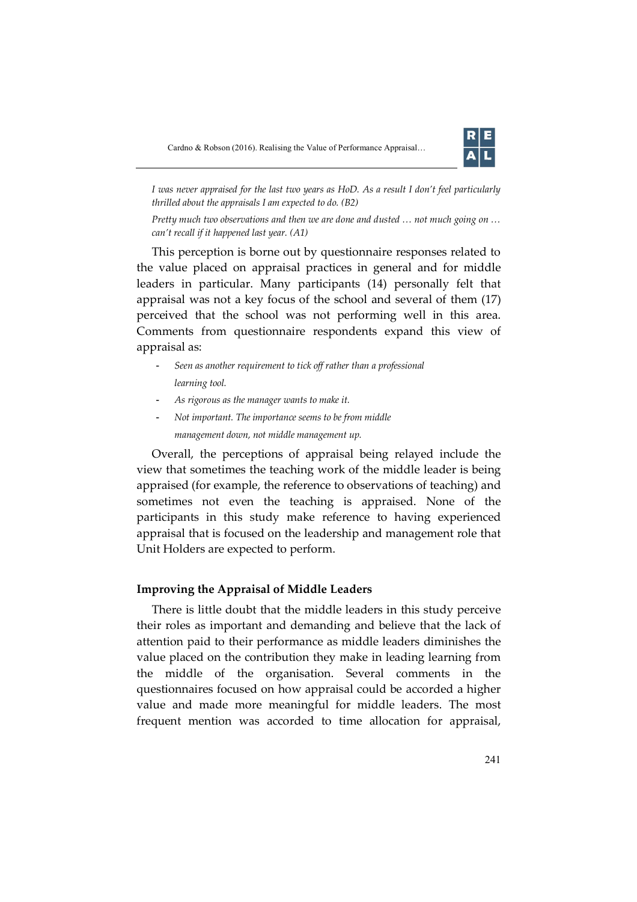*I was never appraised for the last two years as HoD. As a result I don't feel particularly thrilled about the appraisals I am expected to do. (B2)*

*Pretty much two observations and then we are done and dusted … not much going on … can't recall if it happened last year. (A1)*

This perception is borne out by questionnaire responses related to the value placed on appraisal practices in general and for middle leaders in particular. Many participants (14) personally felt that appraisal was not a key focus of the school and several of them (17) perceived that the school was not performing well in this area. Comments from questionnaire respondents expand this view of appraisal as:

- *Seen as another requirement to tick off rather than a professional learning tool.*
- *As rigorous as the manager wants to make it.*
- *Not important. The importance seems to be from middle management down, not middle management up.*

Overall, the perceptions of appraisal being relayed include the view that sometimes the teaching work of the middle leader is being appraised (for example, the reference to observations of teaching) and sometimes not even the teaching is appraised. None of the participants in this study make reference to having experienced appraisal that is focused on the leadership and management role that Unit Holders are expected to perform.

### Improving the Appraisal of Middle Leaders

There is little doubt that the middle leaders in this study perceive their roles as important and demanding and believe that the lack of attention paid to their performance as middle leaders diminishes the value placed on the contribution they make in leading learning from the middle of the organisation. Several comments in the questionnaires focused on how appraisal could be accorded a higher value and made more meaningful for middle leaders. The most frequent mention was accorded to time allocation for appraisal,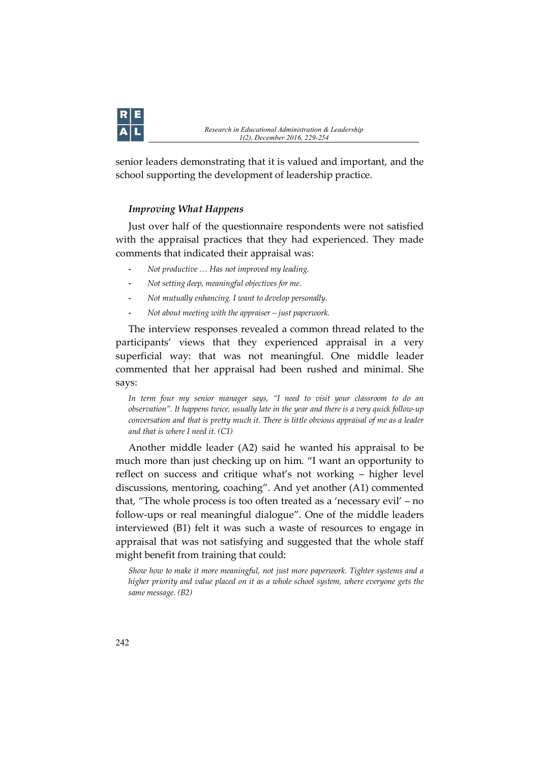senior leaders demonstrating that it is valued and important, and the school supporting the development of leadership practice.

### *Improving What Happens*

Just over half of the questionnaire respondents were not satisfied with the appraisal practices that they had experienced. They made comments that indicated their appraisal was:

- *Not productive … Has not improved my leading.*
- *Not setting deep, meaningful objectives for me.*
- *Not mutually enhancing. I want to develop personally.*
- *Not about meeting with the appraiser – just paperwork.*

The interview responses revealed a common thread related to the participants' views that they experienced appraisal in a very superficial way: that was not meaningful. One middle leader commented that her appraisal had been rushed and minimal. She says:

> *In term four my senior manager says, "I need to visit your classroom to do an observation". It happens twice, usually late in the year and there is a very quick follow-up conversation and that is pretty much it. There is little obvious appraisal of me as a leader and that is where I need it. (C1)*

Another middle leader (A2) said he wanted his appraisal to be much more than just checking up on him. "I want an opportunity to reflect on success and critique what's not working – higher level discussions, mentoring, coaching". And yet another (A1) commented that, "The whole process is too often treated as a 'necessary evil' – no follow-ups or real meaningful dialogue". One of the middle leaders interviewed (B1) felt it was such a waste of resources to engage in appraisal that was not satisfying and suggested that the whole staff might benefit from training that could:

> *Show how to make it more meaningful, not just more paperwork. Tighter systems and a higher priority and value placed on it as a whole school system, where everyone gets the same message. (B2)*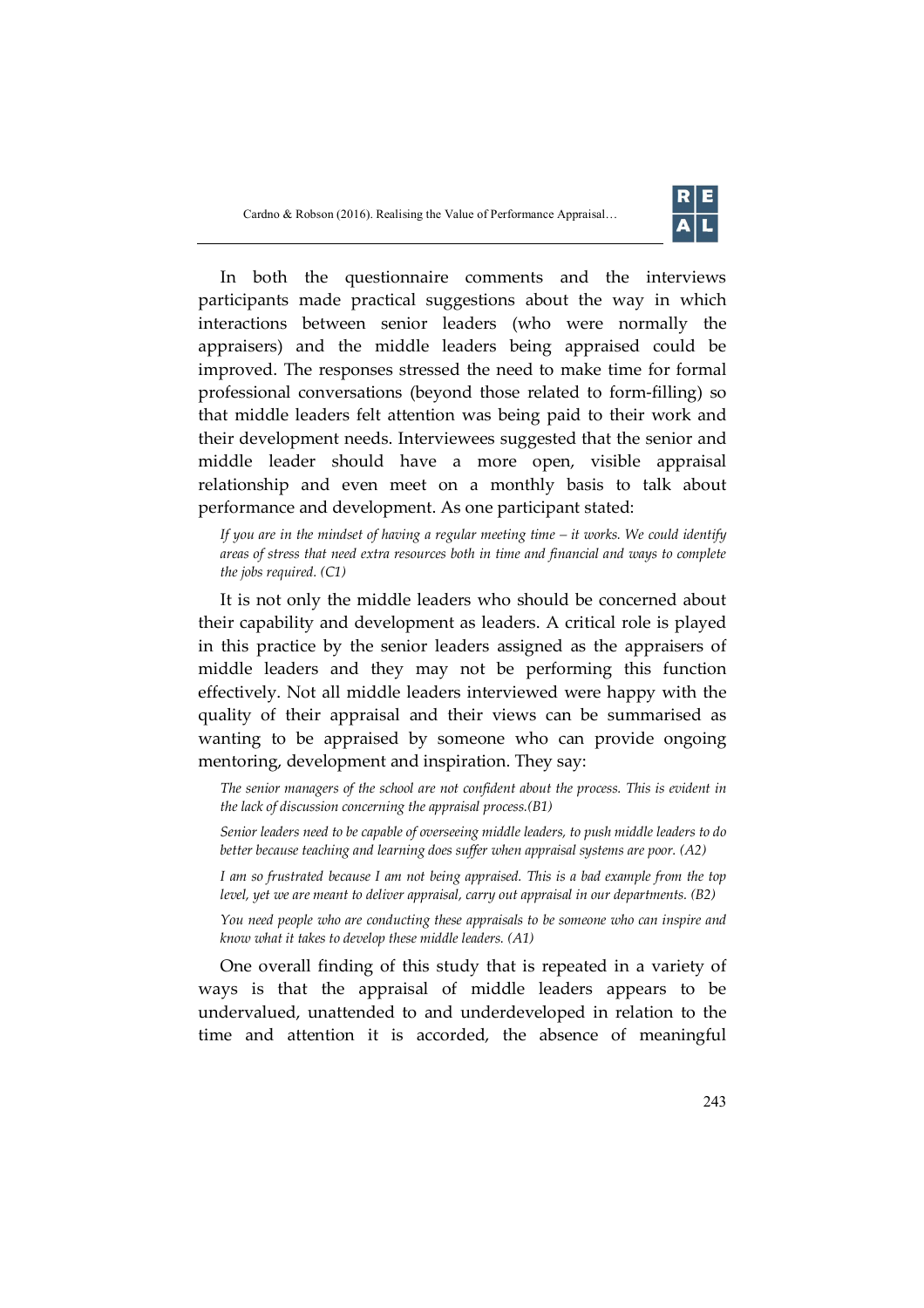In both the questionnaire comments and the interviews participants made practical suggestions about the way in which interactions between senior leaders (who were normally the appraisers) and the middle leaders being appraised could be improved. The responses stressed the need to make time for formal professional conversations (beyond those related to form-filling) so that middle leaders felt attention was being paid to their work and their development needs. Interviewees suggested that the senior and middle leader should have a more open, visible appraisal relationship and even meet on a monthly basis to talk about performance and development. As one participant stated:

> *If you are in the mindset of having a regular meeting time – it works. We could identify areas of stress that need extra resources both in time and financial and ways to complete the jobs required. (C1)*

It is not only the middle leaders who should be concerned about their capability and development as leaders. A critical role is played in this practice by the senior leaders assigned as the appraisers of middle leaders and they may not be performing this function effectively. Not all middle leaders interviewed were happy with the quality of their appraisal and their views can be summarised as wanting to be appraised by someone who can provide ongoing mentoring, development and inspiration. They say:

> *The senior managers of the school are not confident about the process. This is evident in the lack of discussion concerning the appraisal process.(B1)*

> *Senior leaders need to be capable of overseeing middle leaders, to push middle leaders to do better because teaching and learning does suffer when appraisal systems are poor. (A2)*

> *I am so frustrated because I am not being appraised. This is a bad example from the top level, yet we are meant to deliver appraisal, carry out appraisal in our departments. (B2)*

> *You need people who are conducting these appraisals to be someone who can inspire and know what it takes to develop these middle leaders. (A1)*

One overall finding of this study that is repeated in a variety of ways is that the appraisal of middle leaders appears to be undervalued, unattended to and underdeveloped in relation to the time and attention it is accorded, the absence of meaningful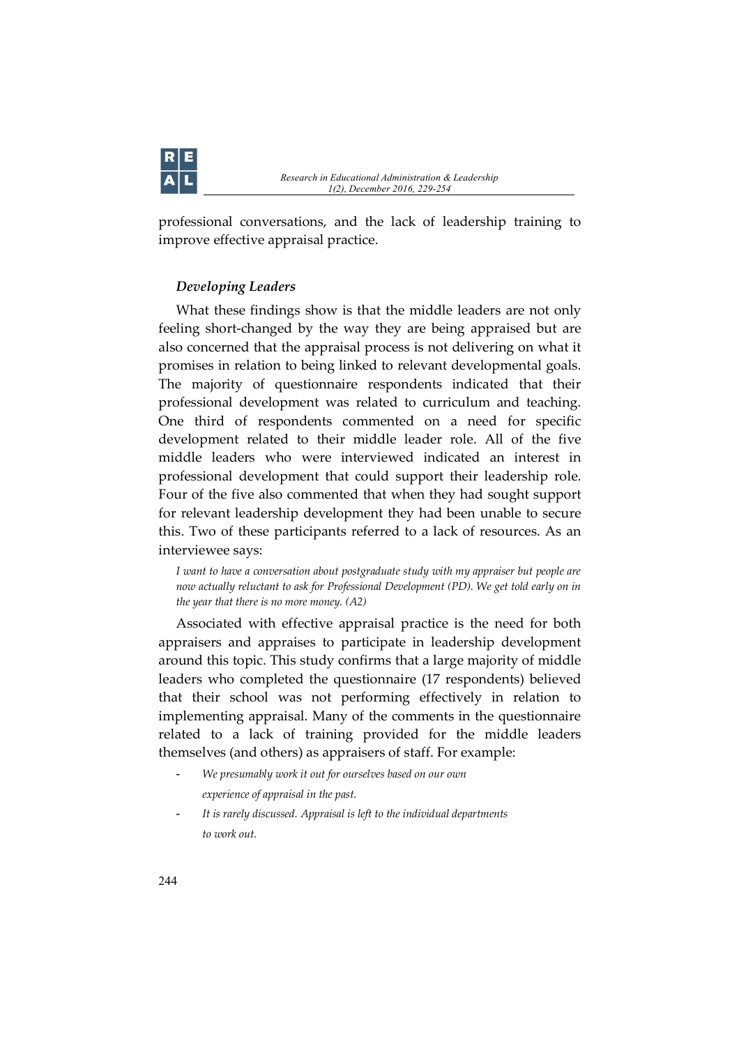professional conversations, and the lack of leadership training to improve effective appraisal practice.

### *Developing Leaders*

What these findings show is that the middle leaders are not only feeling short-changed by the way they are being appraised but are also concerned that the appraisal process is not delivering on what it promises in relation to being linked to relevant developmental goals. The majority of questionnaire respondents indicated that their professional development was related to curriculum and teaching. One third of respondents commented on a need for specific development related to their middle leader role. All of the five middle leaders who were interviewed indicated an interest in professional development that could support their leadership role. Four of the five also commented that when they had sought support for relevant leadership development they had been unable to secure this. Two of these participants referred to a lack of resources. As an interviewee says:

> *I want to have a conversation about postgraduate study with my appraiser but people are now actually reluctant to ask for Professional Development (PD). We get told early on in the year that there is no more money. (A2)*

Associated with effective appraisal practice is the need for both appraisers and appraises to participate in leadership development around this topic. This study confirms that a large majority of middle leaders who completed the questionnaire (17 respondents) believed that their school was not performing effectively in relation to implementing appraisal. Many of the comments in the questionnaire related to a lack of training provided for the middle leaders themselves (and others) as appraisers of staff. For example:

- *We presumably work it out for ourselves based on our own experience of appraisal in the past.*
- *It is rarely discussed. Appraisal is left to the individual departments to work out.*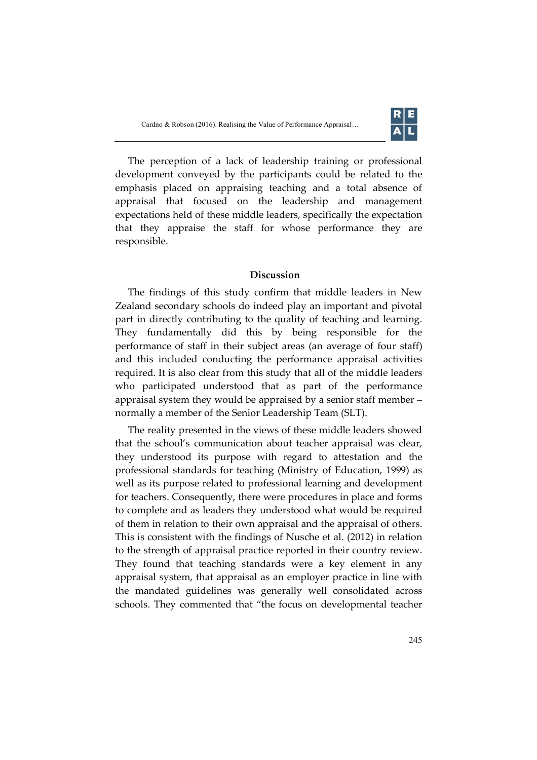The perception of a lack of leadership training or professional development conveyed by the participants could be related to the emphasis placed on appraising teaching and a total absence of appraisal that focused on the leadership and management expectations held of these middle leaders, specifically the expectation that they appraise the staff for whose performance they are responsible.

## Discussion

The findings of this study confirm that middle leaders in New Zealand secondary schools do indeed play an important and pivotal part in directly contributing to the quality of teaching and learning. They fundamentally did this by being responsible for the performance of staff in their subject areas (an average of four staff) and this included conducting the performance appraisal activities required. It is also clear from this study that all of the middle leaders who participated understood that as part of the performance appraisal system they would be appraised by a senior staff member – normally a member of the Senior Leadership Team (SLT).

The reality presented in the views of these middle leaders showed that the school's communication about teacher appraisal was clear, they understood its purpose with regard to attestation and the professional standards for teaching (Ministry of Education, 1999) as well as its purpose related to professional learning and development for teachers. Consequently, there were procedures in place and forms to complete and as leaders they understood what would be required of them in relation to their own appraisal and the appraisal of others. This is consistent with the findings of Nusche et al. (2012) in relation to the strength of appraisal practice reported in their country review. They found that teaching standards were a key element in any appraisal system, that appraisal as an employer practice in line with the mandated guidelines was generally well consolidated across schools. They commented that "the focus on developmental teacher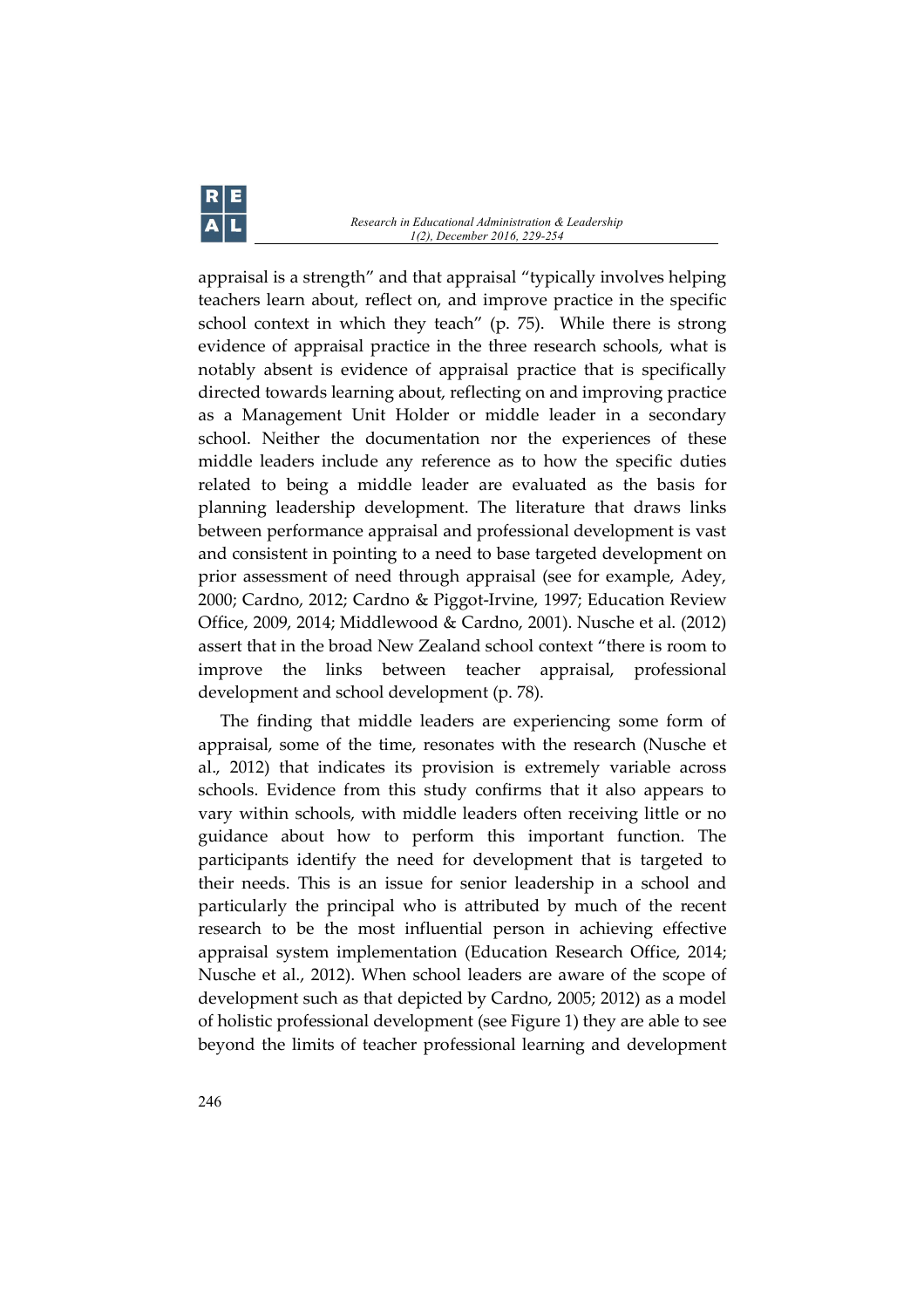appraisal is a strength" and that appraisal "typically involves helping teachers learn about, reflect on, and improve practice in the specific school context in which they teach" (p. 75). While there is strong evidence of appraisal practice in the three research schools, what is notably absent is evidence of appraisal practice that is specifically directed towards learning about, reflecting on and improving practice as a Management Unit Holder or middle leader in a secondary school. Neither the documentation nor the experiences of these middle leaders include any reference as to how the specific duties related to being a middle leader are evaluated as the basis for planning leadership development. The literature that draws links between performance appraisal and professional development is vast and consistent in pointing to a need to base targeted development on prior assessment of need through appraisal (see for example, Adey, 2000; Cardno, 2012; Cardno & Piggot-Irvine, 1997; Education Review Office, 2009, 2014; Middlewood & Cardno, 2001). Nusche et al. (2012) assert that in the broad New Zealand school context "there is room to improve the links between teacher appraisal, professional development and school development (p. 78).

The finding that middle leaders are experiencing some form of appraisal, some of the time, resonates with the research (Nusche et al., 2012) that indicates its provision is extremely variable across schools. Evidence from this study confirms that it also appears to vary within schools, with middle leaders often receiving little or no guidance about how to perform this important function. The participants identify the need for development that is targeted to their needs. This is an issue for senior leadership in a school and particularly the principal who is attributed by much of the recent research to be the most influential person in achieving effective appraisal system implementation (Education Research Office, 2014; Nusche et al., 2012). When school leaders are aware of the scope of development such as that depicted by Cardno, 2005; 2012) as a model of holistic professional development (see Figure 1) they are able to see beyond the limits of teacher professional learning and development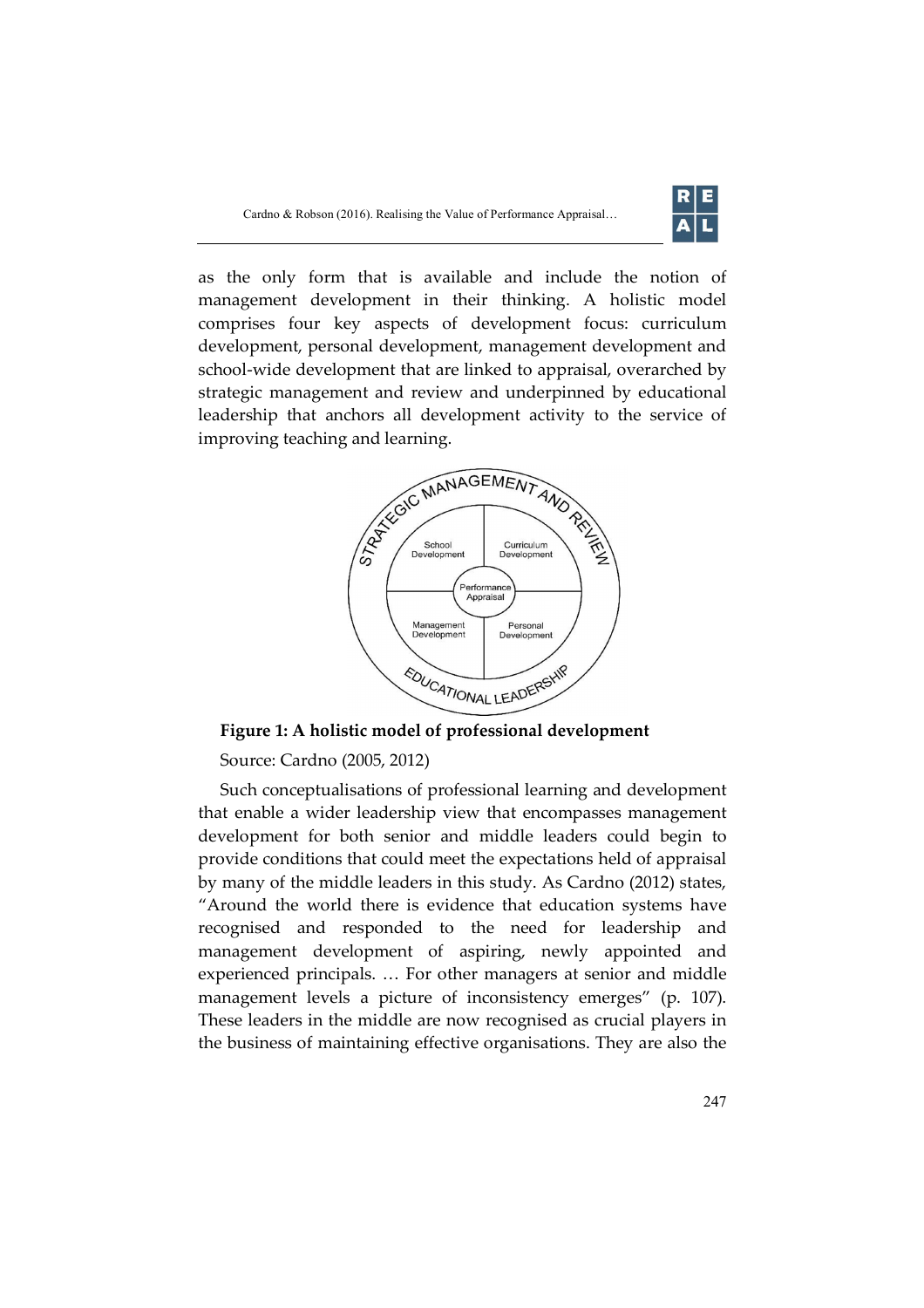as the only form that is available and include the notion of management development in their thinking. A holistic model comprises four key aspects of development focus: curriculum development, personal development, management development and school-wide development that are linked to appraisal, overarched by strategic management and review and underpinned by educational leadership that anchors all development activity to the service of improving teaching and learning.

**Figure 1: A holistic model of professional development**

Source: Cardno (2005, 2012)

Such conceptualisations of professional learning and development that enable a wider leadership view that encompasses management development for both senior and middle leaders could begin to provide conditions that could meet the expectations held of appraisal by many of the middle leaders in this study. As Cardno (2012) states, "Around the world there is evidence that education systems have recognised and responded to the need for leadership and management development of aspiring, newly appointed and experienced principals. … For other managers at senior and middle management levels a picture of inconsistency emerges" (p. 107). These leaders in the middle are now recognised as crucial players in the business of maintaining effective organisations. They are also the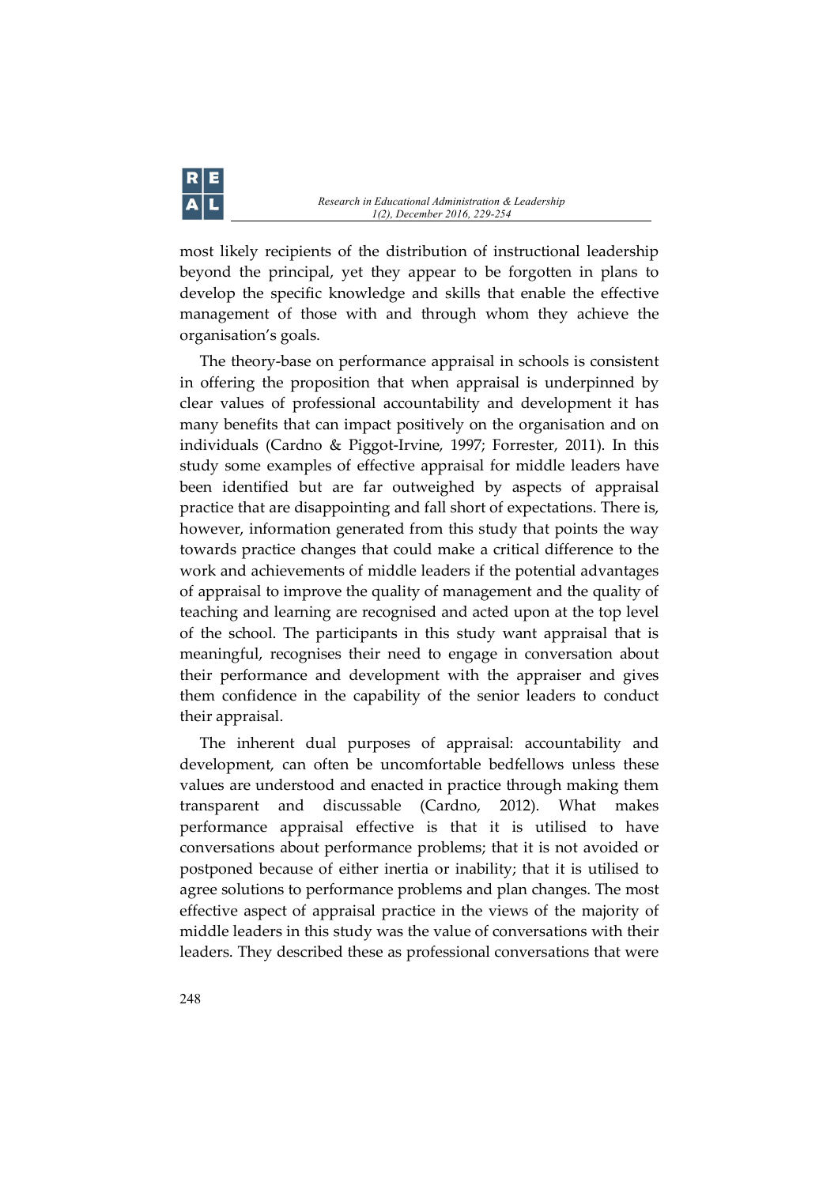most likely recipients of the distribution of instructional leadership beyond the principal, yet they appear to be forgotten in plans to develop the specific knowledge and skills that enable the effective management of those with and through whom they achieve the organisation's goals.

The theory-base on performance appraisal in schools is consistent in offering the proposition that when appraisal is underpinned by clear values of professional accountability and development it has many benefits that can impact positively on the organisation and on individuals (Cardno & Piggot-Irvine, 1997; Forrester, 2011). In this study some examples of effective appraisal for middle leaders have been identified but are far outweighed by aspects of appraisal practice that are disappointing and fall short of expectations. There is, however, information generated from this study that points the way towards practice changes that could make a critical difference to the work and achievements of middle leaders if the potential advantages of appraisal to improve the quality of management and the quality of teaching and learning are recognised and acted upon at the top level of the school. The participants in this study want appraisal that is meaningful, recognises their need to engage in conversation about their performance and development with the appraiser and gives them confidence in the capability of the senior leaders to conduct their appraisal.

The inherent dual purposes of appraisal: accountability and development, can often be uncomfortable bedfellows unless these values are understood and enacted in practice through making them transparent and discussable (Cardno, 2012). What makes performance appraisal effective is that it is utilised to have conversations about performance problems; that it is not avoided or postponed because of either inertia or inability; that it is utilised to agree solutions to performance problems and plan changes. The most effective aspect of appraisal practice in the views of the majority of middle leaders in this study was the value of conversations with their leaders. They described these as professional conversations that were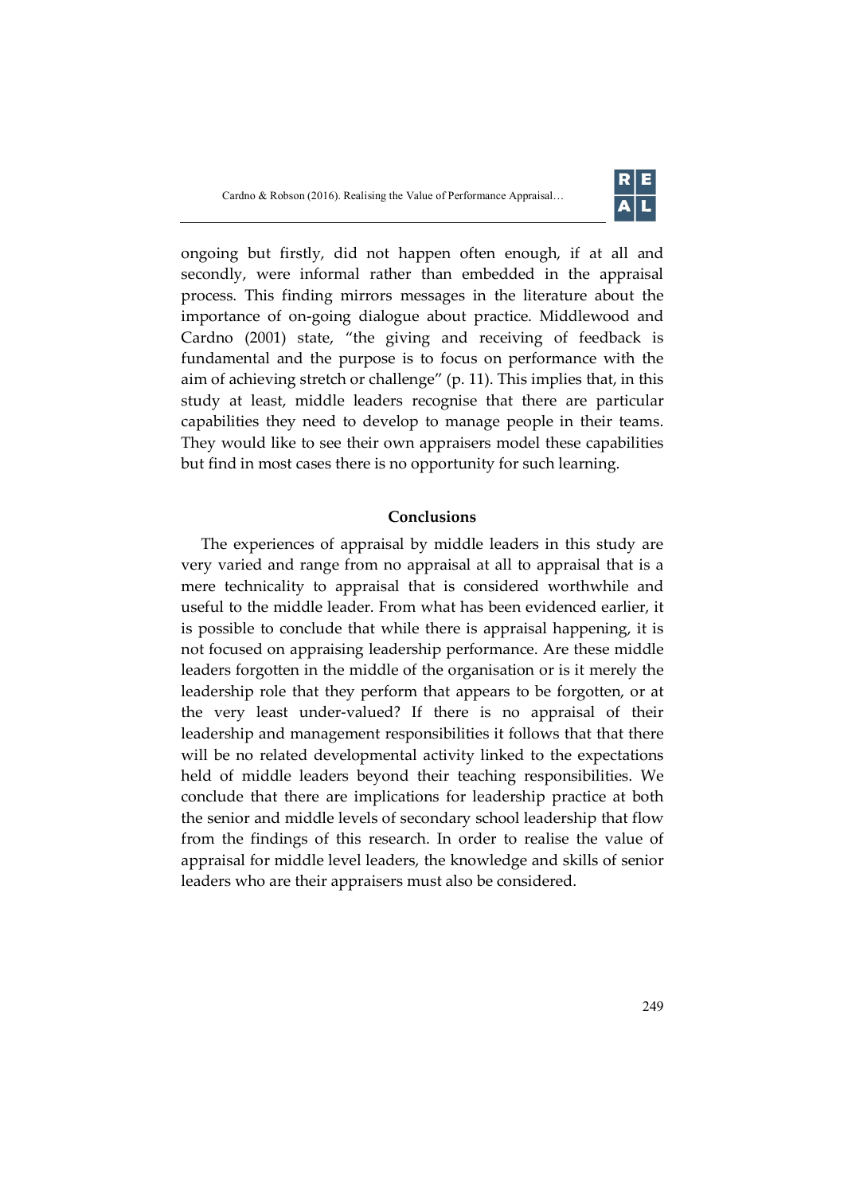ongoing but firstly, did not happen often enough, if at all and secondly, were informal rather than embedded in the appraisal process. This finding mirrors messages in the literature about the importance of on-going dialogue about practice. Middlewood and Cardno (2001) state, "the giving and receiving of feedback is fundamental and the purpose is to focus on performance with the aim of achieving stretch or challenge" (p. 11). This implies that, in this study at least, middle leaders recognise that there are particular capabilities they need to develop to manage people in their teams. They would like to see their own appraisers model these capabilities but find in most cases there is no opportunity for such learning.

## Conclusions

The experiences of appraisal by middle leaders in this study are very varied and range from no appraisal at all to appraisal that is a mere technicality to appraisal that is considered worthwhile and useful to the middle leader. From what has been evidenced earlier, it is possible to conclude that while there is appraisal happening, it is not focused on appraising leadership performance. Are these middle leaders forgotten in the middle of the organisation or is it merely the leadership role that they perform that appears to be forgotten, or at the very least under-valued? If there is no appraisal of their leadership and management responsibilities it follows that that there will be no related developmental activity linked to the expectations held of middle leaders beyond their teaching responsibilities. We conclude that there are implications for leadership practice at both the senior and middle levels of secondary school leadership that flow from the findings of this research. In order to realise the value of appraisal for middle level leaders, the knowledge and skills of senior leaders who are their appraisers must also be considered.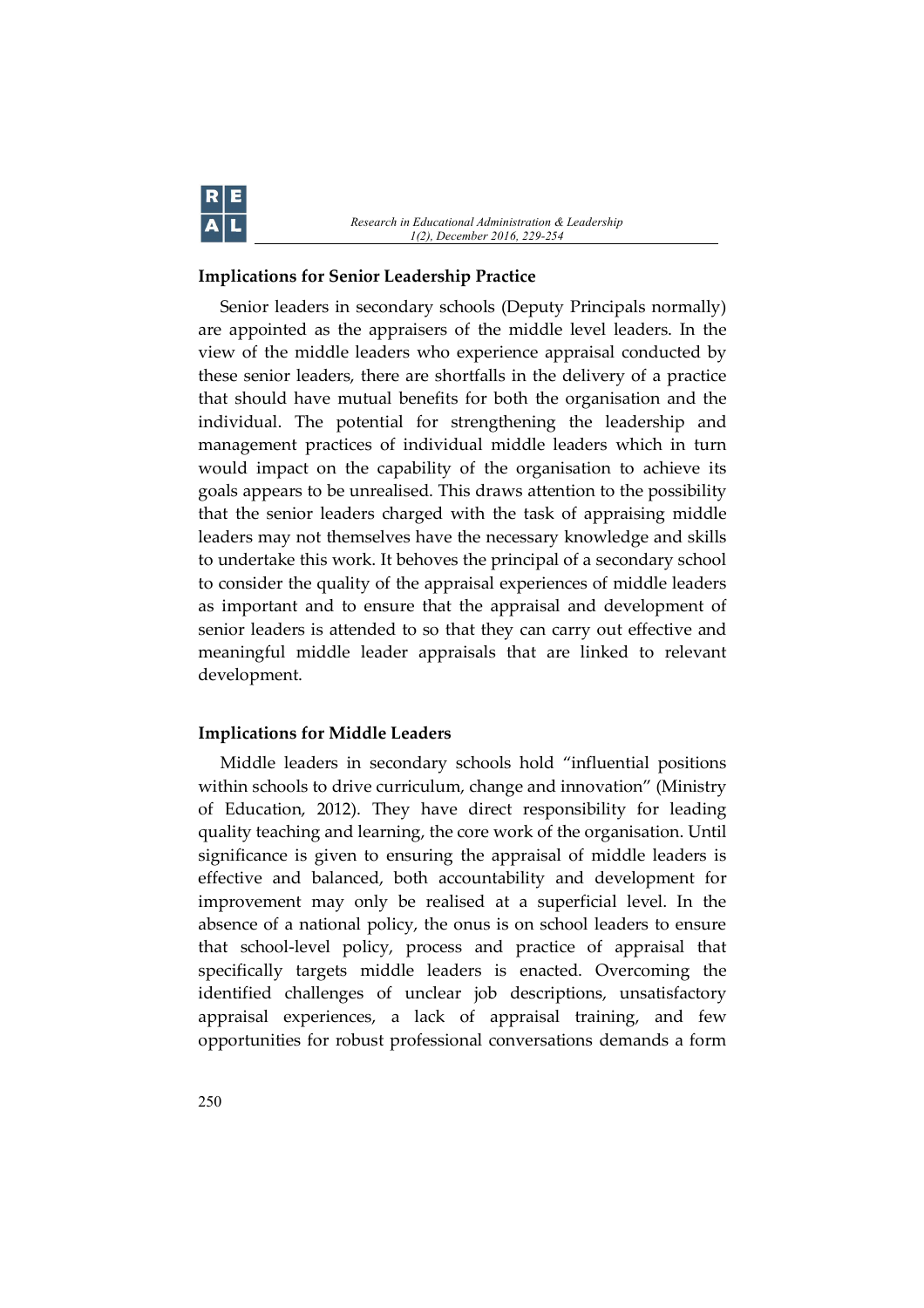### Implications for Senior Leadership Practice

Senior leaders in secondary schools (Deputy Principals normally) are appointed as the appraisers of the middle level leaders. In the view of the middle leaders who experience appraisal conducted by these senior leaders, there are shortfalls in the delivery of a practice that should have mutual benefits for both the organisation and the individual. The potential for strengthening the leadership and management practices of individual middle leaders which in turn would impact on the capability of the organisation to achieve its goals appears to be unrealised. This draws attention to the possibility that the senior leaders charged with the task of appraising middle leaders may not themselves have the necessary knowledge and skills to undertake this work. It behoves the principal of a secondary school to consider the quality of the appraisal experiences of middle leaders as important and to ensure that the appraisal and development of senior leaders is attended to so that they can carry out effective and meaningful middle leader appraisals that are linked to relevant development.

### Implications for Middle Leaders

Middle leaders in secondary schools hold "influential positions within schools to drive curriculum, change and innovation" (Ministry of Education, 2012). They have direct responsibility for leading quality teaching and learning, the core work of the organisation. Until significance is given to ensuring the appraisal of middle leaders is effective and balanced, both accountability and development for improvement may only be realised at a superficial level. In the absence of a national policy, the onus is on school leaders to ensure that school-level policy, process and practice of appraisal that specifically targets middle leaders is enacted. Overcoming the identified challenges of unclear job descriptions, unsatisfactory appraisal experiences, a lack of appraisal training, and few opportunities for robust professional conversations demands a form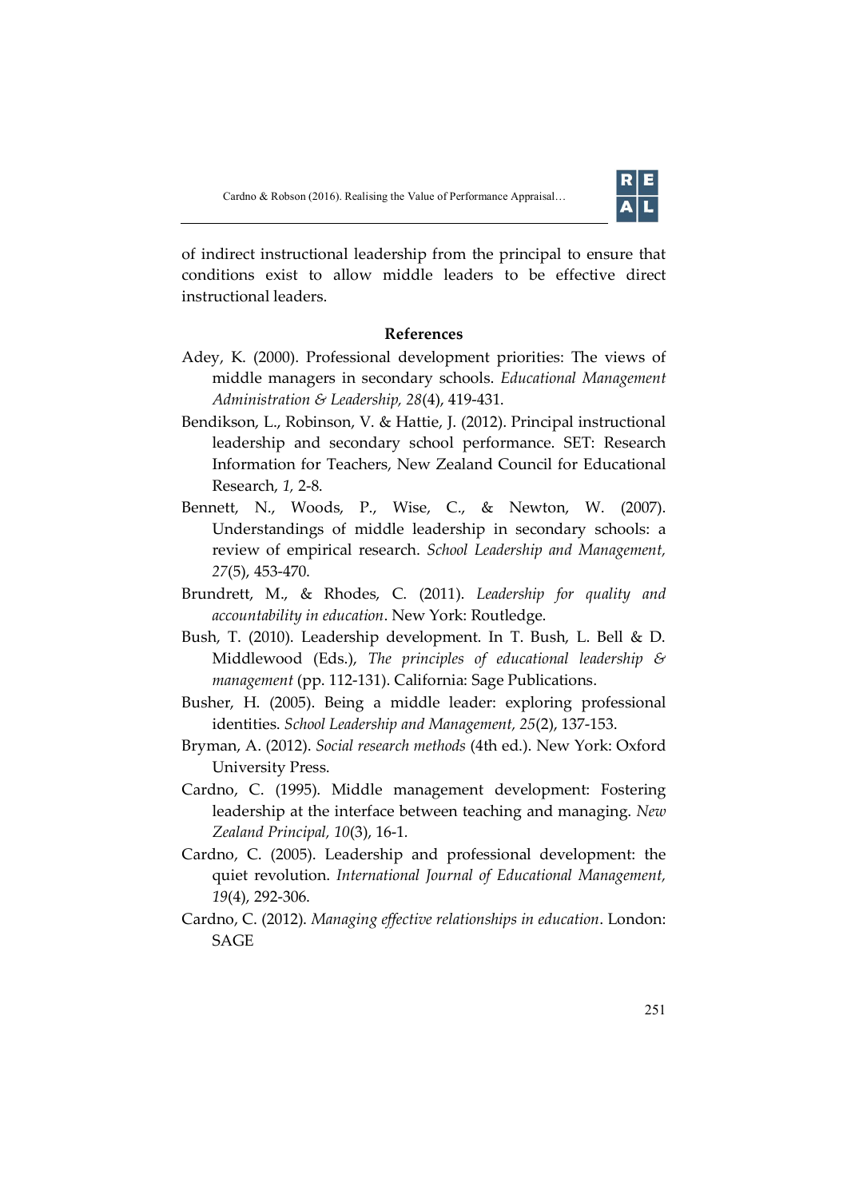of indirect instructional leadership from the principal to ensure that conditions exist to allow middle leaders to be effective direct instructional leaders.

## References

Adey, K. (2000). Professional development priorities: The views of middle managers in secondary schools. *Educational Management Administration & Leadership, 28*(4), 419-431.

Bendikson, L., Robinson, V. & Hattie, J. (2012). Principal instructional leadership and secondary school performance. SET: Research Information for Teachers, New Zealand Council for Educational Research, *1,* 2-8.

Bennett, N., Woods, P., Wise, C., & Newton, W. (2007). Understandings of middle leadership in secondary schools: a review of empirical research. *School Leadership and Management, 27*(5), 453-470.

Brundrett, M., & Rhodes, C. (2011). *Leadership for quality and accountability in education*. New York: Routledge.

Bush, T. (2010). Leadership development. In T. Bush, L. Bell & D. Middlewood (Eds.), *The principles of educational leadership & management* (pp. 112-131). California: Sage Publications.

Busher, H. (2005). Being a middle leader: exploring professional identities. *School Leadership and Management, 25*(2), 137-153.

Bryman, A. (2012). *Social research methods* (4th ed.). New York: Oxford University Press.

Cardno, C. (1995). Middle management development: Fostering leadership at the interface between teaching and managing. *New Zealand Principal, 10*(3), 16-1.

Cardno, C. (2005). Leadership and professional development: the quiet revolution. *International Journal of Educational Management, 19*(4), 292-306.

Cardno, C. (2012). *Managing effective relationships in education*. London: SAGE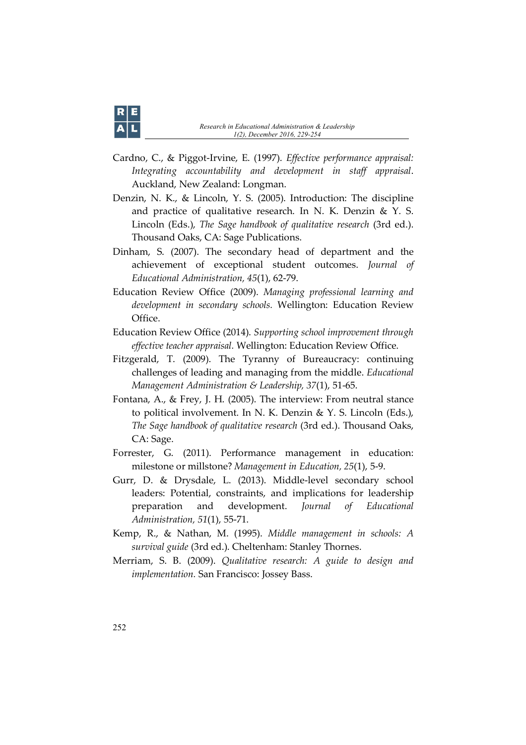Cardno, C., & Piggot-Irvine, E. (1997). *Effective performance appraisal: Integrating accountability and development in staff appraisal*. Auckland, New Zealand: Longman.

Denzin, N. K., & Lincoln, Y. S. (2005). Introduction: The discipline and practice of qualitative research. In N. K. Denzin & Y. S. Lincoln (Eds.), *The Sage handbook of qualitative research* (3rd ed.). Thousand Oaks, CA: Sage Publications.

Dinham, S. (2007). The secondary head of department and the achievement of exceptional student outcomes. *Journal of Educational Administration, 45*(1), 62-79.

Education Review Office (2009). *Managing professional learning and development in secondary schools.* Wellington: Education Review Office.

Education Review Office (2014). *Supporting school improvement through effective teacher appraisal.* Wellington: Education Review Office.

Fitzgerald, T. (2009). The Tyranny of Bureaucracy: continuing challenges of leading and managing from the middle. *Educational Management Administration & Leadership, 37*(1), 51-65.

Fontana, A., & Frey, J. H. (2005). The interview: From neutral stance to political involvement. In N. K. Denzin & Y. S. Lincoln (Eds.), *The Sage handbook of qualitative research* (3rd ed.). Thousand Oaks, CA: Sage.

Forrester, G. (2011). Performance management in education: milestone or millstone? *Management in Education, 25*(1), 5-9.

Gurr, D. & Drysdale, L. (2013). Middle-level secondary school leaders: Potential, constraints, and implications for leadership preparation and development. *Journal of Educational Administration, 51*(1), 55-71.

Kemp, R., & Nathan, M. (1995). *Middle management in schools: A survival guide* (3rd ed.). Cheltenham: Stanley Thornes.

Merriam, S. B. (2009). *Qualitative research: A guide to design and implementation.* San Francisco: Jossey Bass.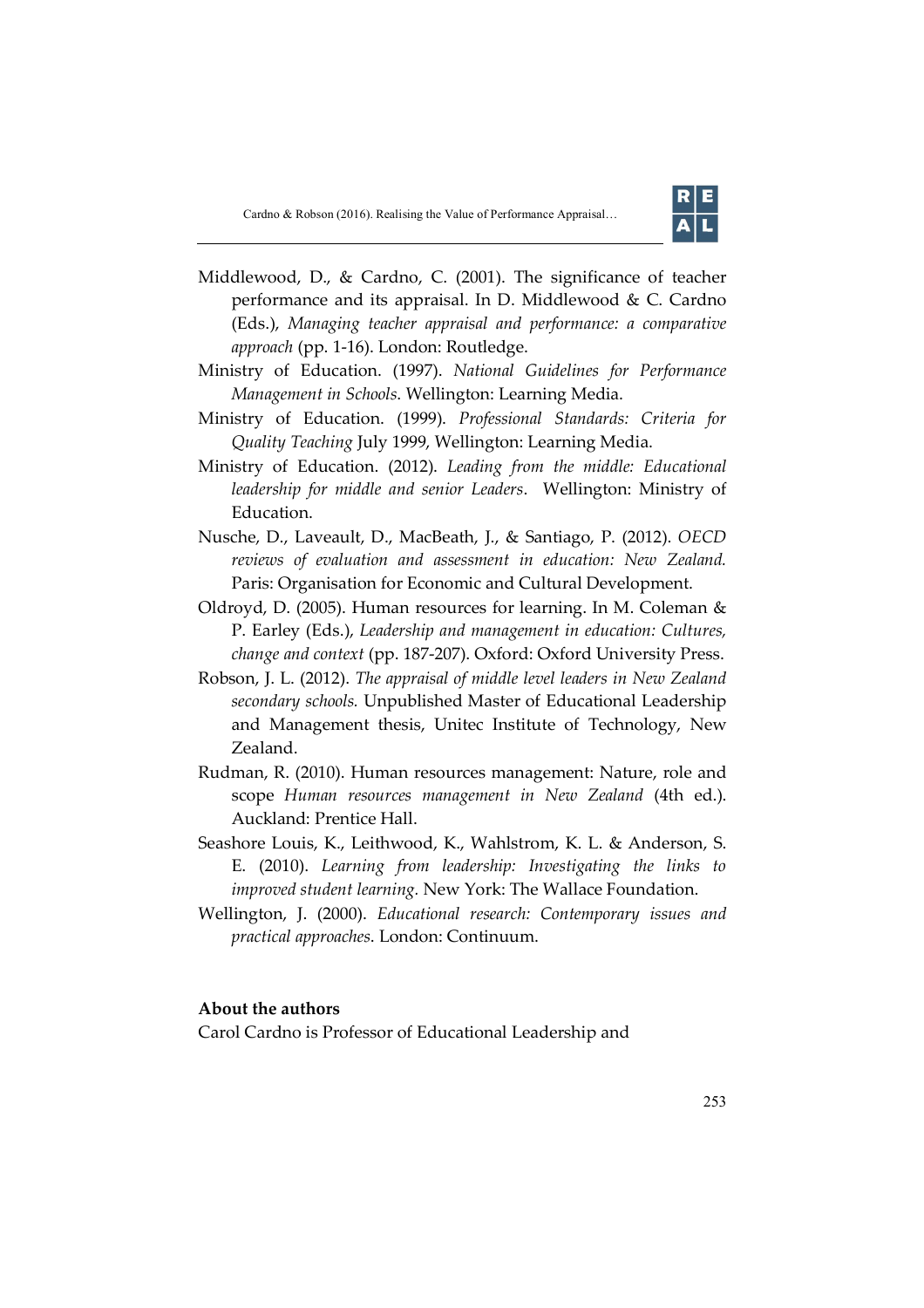Middlewood, D., & Cardno, C. (2001). The significance of teacher performance and its appraisal. In D. Middlewood & C. Cardno (Eds.), *Managing teacher appraisal and performance: a comparative approach* (pp. 1-16). London: Routledge.

Ministry of Education. (1997). *National Guidelines for Performance Management in Schools*. Wellington: Learning Media.

Ministry of Education. (1999). *Professional Standards: Criteria for Quality Teaching* July 1999, Wellington: Learning Media.

Ministry of Education. (2012). *Leading from the middle: Educational leadership for middle and senior Leaders*. Wellington: Ministry of Education.

Nusche, D., Laveault, D., MacBeath, J., & Santiago, P. (2012). *OECD reviews of evaluation and assessment in education: New Zealand.* Paris: Organisation for Economic and Cultural Development.

Oldroyd, D. (2005). Human resources for learning. In M. Coleman & P. Earley (Eds.), *Leadership and management in education: Cultures, change and context* (pp. 187-207). Oxford: Oxford University Press.

Robson, J. L. (2012). *The appraisal of middle level leaders in New Zealand secondary schools.* Unpublished Master of Educational Leadership and Management thesis, Unitec Institute of Technology, New Zealand.

Rudman, R. (2010). Human resources management: Nature, role and scope *Human resources management in New Zealand* (4th ed.). Auckland: Prentice Hall.

Seashore Louis, K., Leithwood, K., Wahlstrom, K. L. & Anderson, S. E. (2010). *Learning from leadership: Investigating the links to improved student learning.* New York: The Wallace Foundation.

Wellington, J. (2000). *Educational research: Contemporary issues and practical approaches*. London: Continuum.

**About the authors**

Carol Cardno is Professor of Educational Leadership and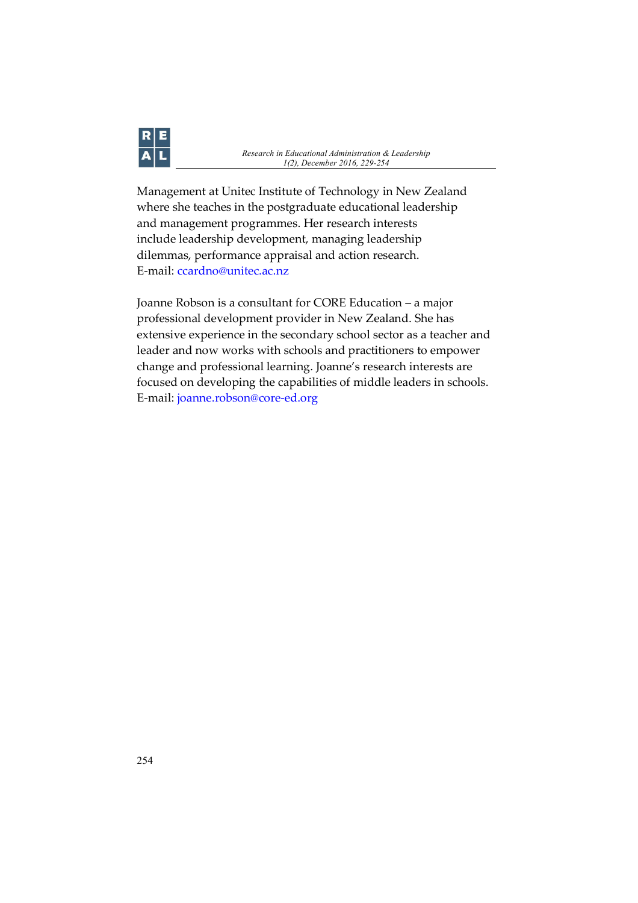Management at Unitec Institute of Technology in New Zealand where she teaches in the postgraduate educational leadership and management programmes. Her research interests include leadership development, managing leadership dilemmas, performance appraisal and action research.
E-mail: ccardno@unitec.ac.nz

Joanne Robson is a consultant for CORE Education – a major professional development provider in New Zealand. She has extensive experience in the secondary school sector as a teacher and leader and now works with schools and practitioners to empower change and professional learning. Joanne's research interests are focused on developing the capabilities of middle leaders in schools.
E-mail: joanne.robson@core-ed.org